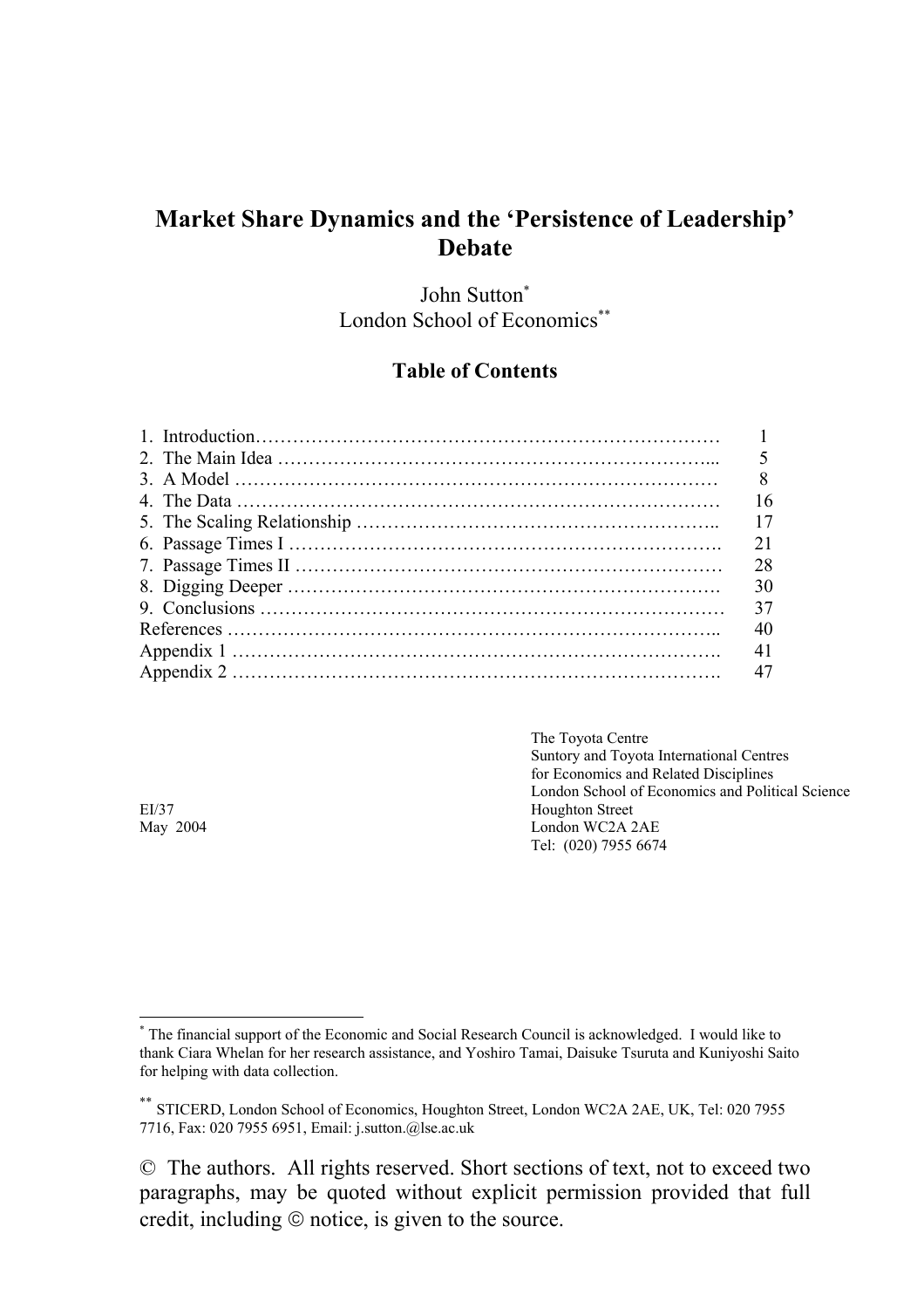# Market Share Dynamics and the 'Persistence of Leadership' Debate

John Sutton[*]
London School of Economics[**]

## Table of Contents

| | |
|---|---|
| 1. Introduction | 1 |
| 2. The Main Idea | 5 |
| 3. A Model | 8 |
| 4. The Data | 16 |
| 5. The Scaling Relationship | 17 |
| 6. Passage Times I | 21 |
| 7. Passage Times II | 28 |
| 8. Digging Deeper | 30 |
| 9. Conclusions | 37 |
| References | 40 |
| Appendix 1 | 41 |
| Appendix 2 | 47 |

EI/37
May 2004

The Toyota Centre
Suntory and Toyota International Centres
for Economics and Related Disciplines
London School of Economics and Political Science
Houghton Street
London WC2A 2AE
Tel: (020) 7955 6674

---

[*] The financial support of the Economic and Social Research Council is acknowledged. I would like to thank Ciara Whelan for her research assistance, and Yoshiro Tamai, Daisuke Tsuruta and Kuniyoshi Saito for helping with data collection.

[**] STICERD, London School of Economics, Houghton Street, London WC2A 2AE, UK, Tel: 020 7955 7716, Fax: 020 7955 6951, Email: j.sutton.@lse.ac.uk

© The authors. All rights reserved. Short sections of text, not to exceed two paragraphs, may be quoted without explicit permission provided that full credit, including © notice, is given to the source.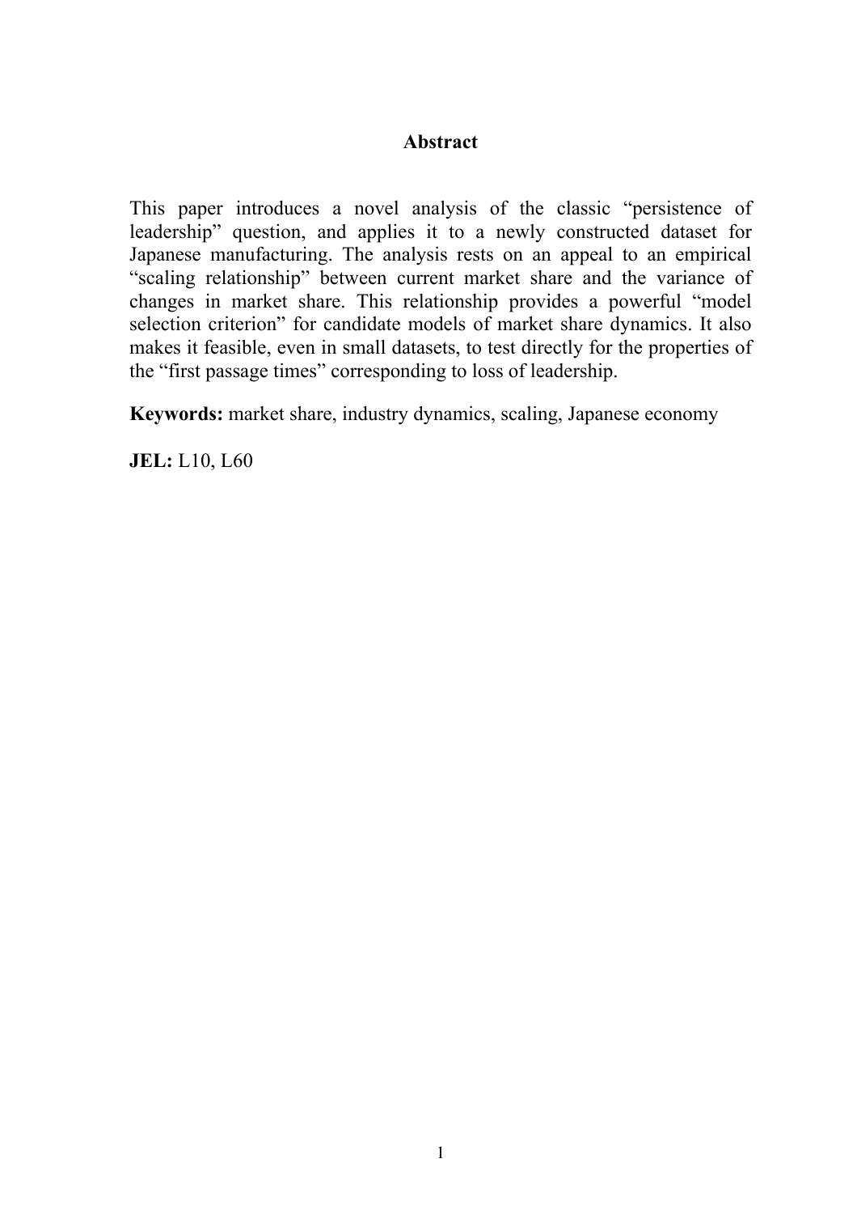## Abstract

This paper introduces a novel analysis of the classic “persistence of leadership” question, and applies it to a newly constructed dataset for Japanese manufacturing. The analysis rests on an appeal to an empirical “scaling relationship” between current market share and the variance of changes in market share. This relationship provides a powerful “model selection criterion” for candidate models of market share dynamics. It also makes it feasible, even in small datasets, to test directly for the properties of the “first passage times” corresponding to loss of leadership.

**Keywords:** market share, industry dynamics, scaling, Japanese economy

**JEL:** L10, L60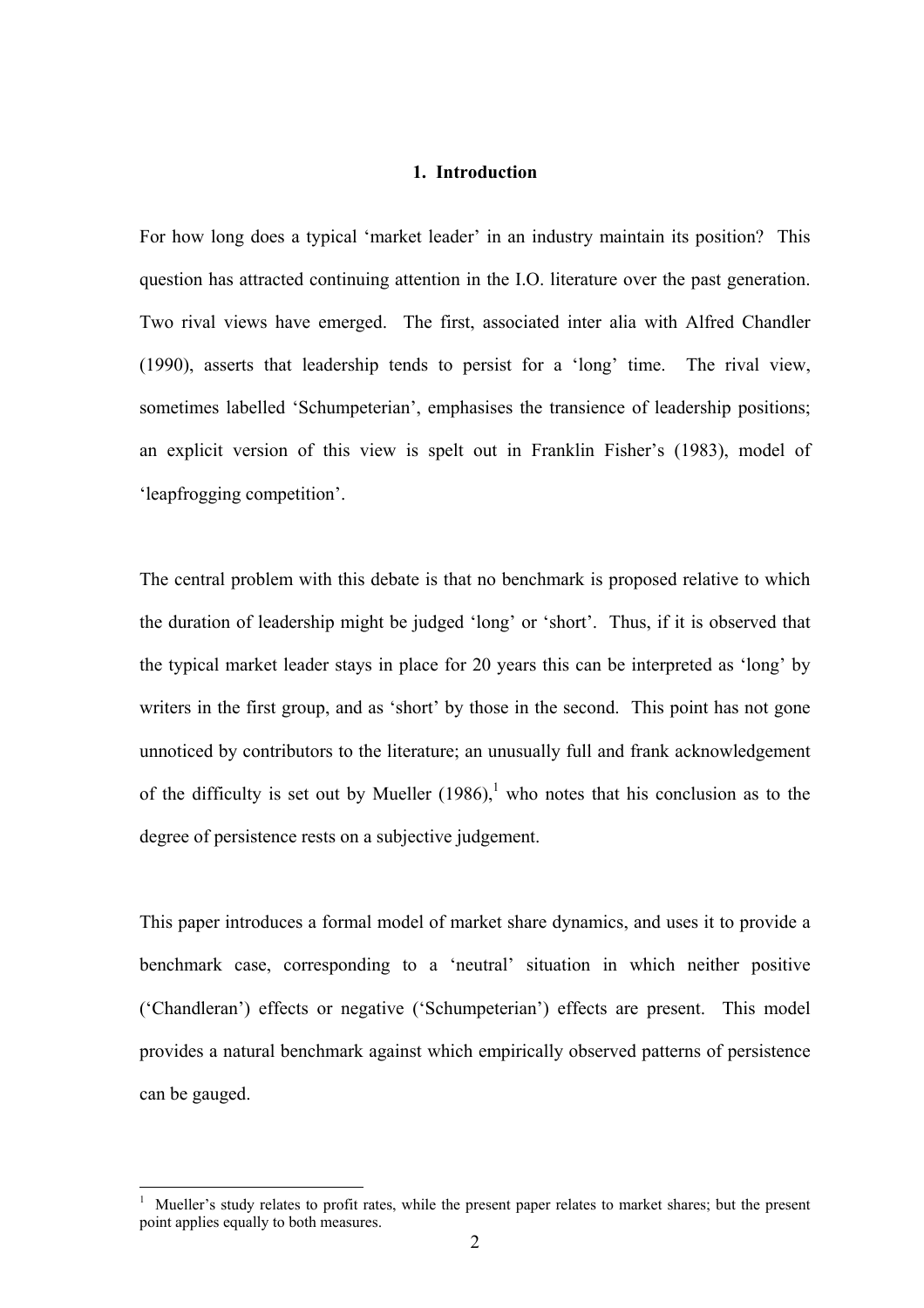## 1. Introduction

For how long does a typical 'market leader' in an industry maintain its position? This question has attracted continuing attention in the I.O. literature over the past generation. Two rival views have emerged. The first, associated inter alia with Alfred Chandler (1990), asserts that leadership tends to persist for a 'long' time. The rival view, sometimes labelled 'Schumpeterian', emphasises the transience of leadership positions; an explicit version of this view is spelt out in Franklin Fisher's (1983), model of 'leapfrogging competition'.

The central problem with this debate is that no benchmark is proposed relative to which the duration of leadership might be judged 'long' or 'short'. Thus, if it is observed that the typical market leader stays in place for 20 years this can be interpreted as 'long' by writers in the first group, and as 'short' by those in the second. This point has not gone unnoticed by contributors to the literature; an unusually full and frank acknowledgement of the difficulty is set out by Mueller (1986),[1] who notes that his conclusion as to the degree of persistence rests on a subjective judgement.

This paper introduces a formal model of market share dynamics, and uses it to provide a benchmark case, corresponding to a 'neutral' situation in which neither positive ('Chandleran') effects or negative ('Schumpeterian') effects are present. This model provides a natural benchmark against which empirically observed patterns of persistence can be gauged.

[1] Mueller's study relates to profit rates, while the present paper relates to market shares; but the present point applies equally to both measures.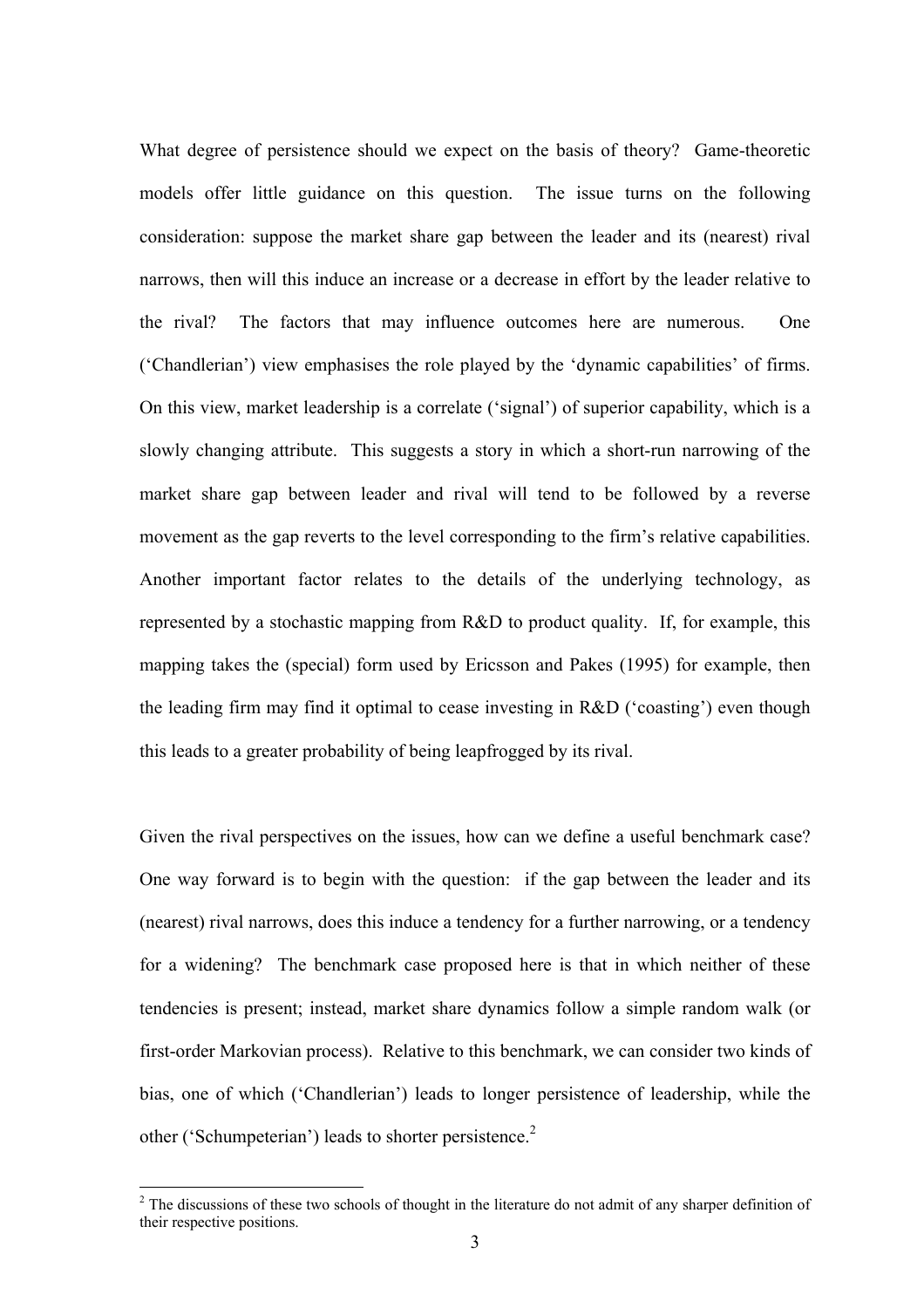What degree of persistence should we expect on the basis of theory? Game-theoretic models offer little guidance on this question. The issue turns on the following consideration: suppose the market share gap between the leader and its (nearest) rival narrows, then will this induce an increase or a decrease in effort by the leader relative to the rival? The factors that may influence outcomes here are numerous. One ('Chandlerian') view emphasises the role played by the 'dynamic capabilities' of firms. On this view, market leadership is a correlate ('signal') of superior capability, which is a slowly changing attribute. This suggests a story in which a short-run narrowing of the market share gap between leader and rival will tend to be followed by a reverse movement as the gap reverts to the level corresponding to the firm's relative capabilities. Another important factor relates to the details of the underlying technology, as represented by a stochastic mapping from R&D to product quality. If, for example, this mapping takes the (special) form used by Ericsson and Pakes (1995) for example, then the leading firm may find it optimal to cease investing in R&D ('coasting') even though this leads to a greater probability of being leapfrogged by its rival.

Given the rival perspectives on the issues, how can we define a useful benchmark case? One way forward is to begin with the question: if the gap between the leader and its (nearest) rival narrows, does this induce a tendency for a further narrowing, or a tendency for a widening? The benchmark case proposed here is that in which neither of these tendencies is present; instead, market share dynamics follow a simple random walk (or first-order Markovian process). Relative to this benchmark, we can consider two kinds of bias, one of which ('Chandlerian') leads to longer persistence of leadership, while the other ('Schumpeterian') leads to shorter persistence.[2]

[2] The discussions of these two schools of thought in the literature do not admit of any sharper definition of their respective positions.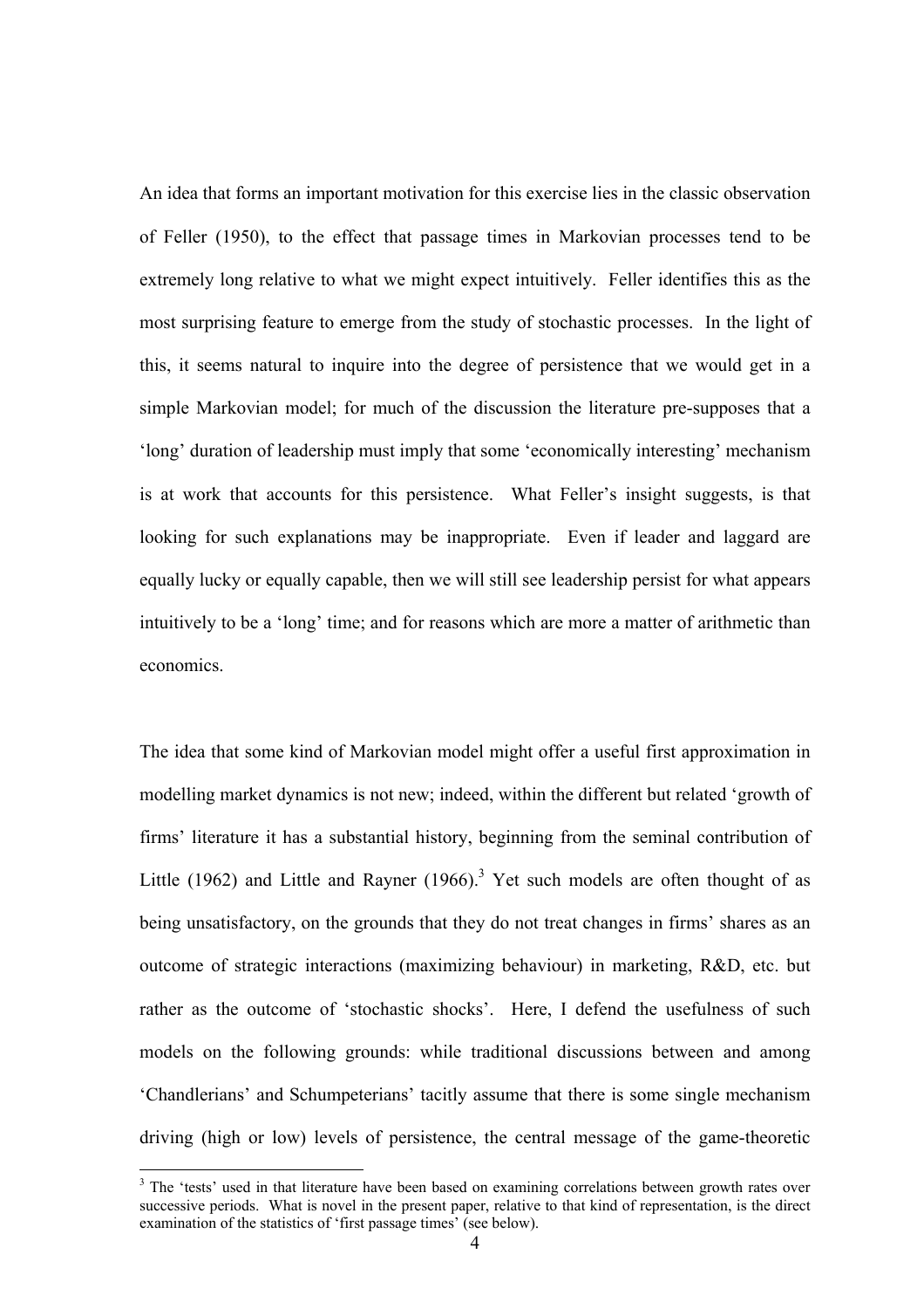An idea that forms an important motivation for this exercise lies in the classic observation of Feller (1950), to the effect that passage times in Markovian processes tend to be extremely long relative to what we might expect intuitively. Feller identifies this as the most surprising feature to emerge from the study of stochastic processes. In the light of this, it seems natural to inquire into the degree of persistence that we would get in a simple Markovian model; for much of the discussion the literature pre-supposes that a 'long' duration of leadership must imply that some 'economically interesting' mechanism is at work that accounts for this persistence. What Feller's insight suggests, is that looking for such explanations may be inappropriate. Even if leader and laggard are equally lucky or equally capable, then we will still see leadership persist for what appears intuitively to be a 'long' time; and for reasons which are more a matter of arithmetic than economics.

The idea that some kind of Markovian model might offer a useful first approximation in modelling market dynamics is not new; indeed, within the different but related 'growth of firms' literature it has a substantial history, beginning from the seminal contribution of Little (1962) and Little and Rayner (1966).[3] Yet such models are often thought of as being unsatisfactory, on the grounds that they do not treat changes in firms' shares as an outcome of strategic interactions (maximizing behaviour) in marketing, R&D, etc. but rather as the outcome of 'stochastic shocks'. Here, I defend the usefulness of such models on the following grounds: while traditional discussions between and among 'Chandlerians' and Schumpeterians' tacitly assume that there is some single mechanism driving (high or low) levels of persistence, the central message of the game-theoretic

[3] The 'tests' used in that literature have been based on examining correlations between growth rates over successive periods. What is novel in the present paper, relative to that kind of representation, is the direct examination of the statistics of 'first passage times' (see below).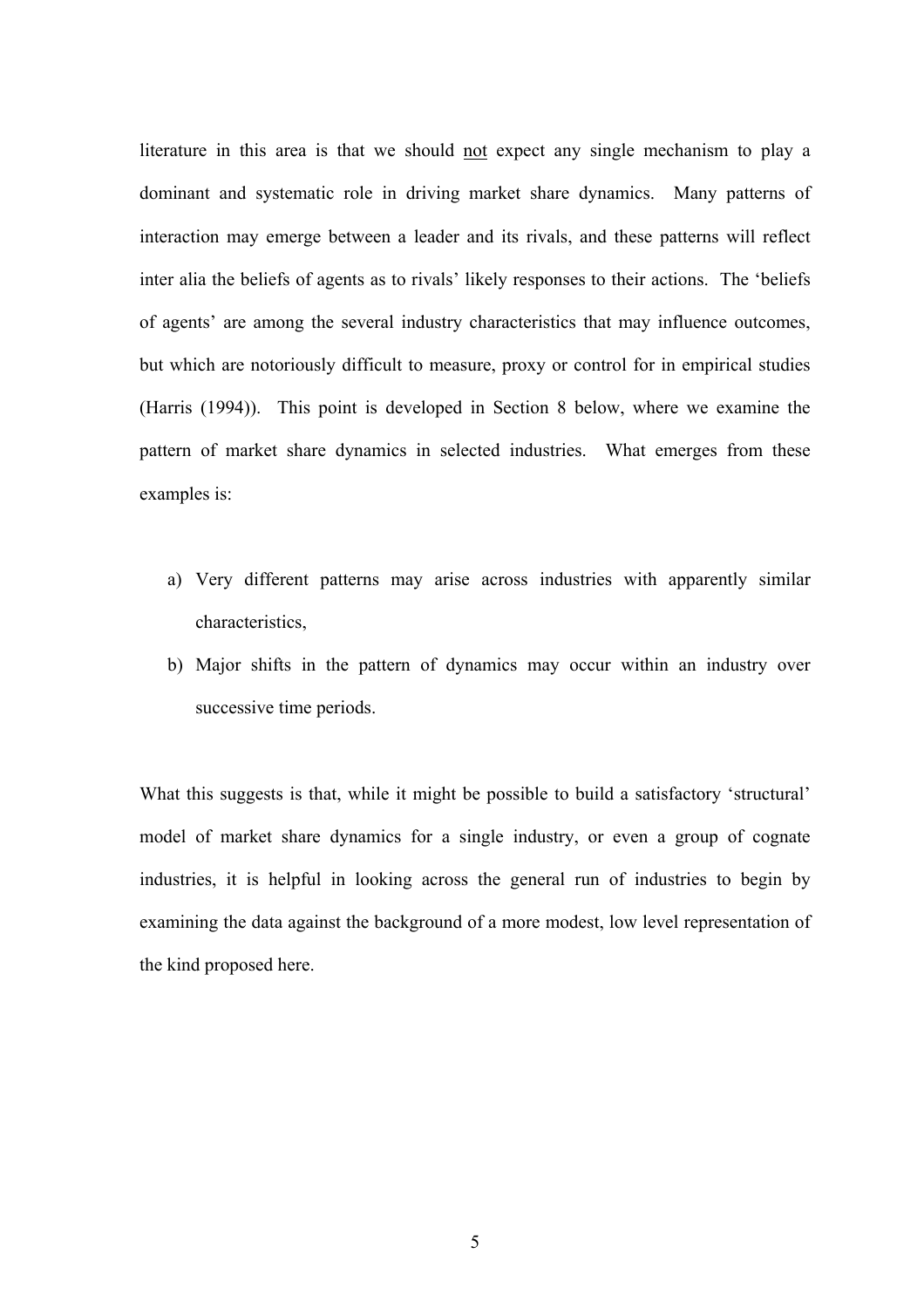literature in this area is that we should not expect any single mechanism to play a dominant and systematic role in driving market share dynamics. Many patterns of interaction may emerge between a leader and its rivals, and these patterns will reflect inter alia the beliefs of agents as to rivals' likely responses to their actions. The 'beliefs of agents' are among the several industry characteristics that may influence outcomes, but which are notoriously difficult to measure, proxy or control for in empirical studies (Harris (1994)). This point is developed in Section 8 below, where we examine the pattern of market share dynamics in selected industries. What emerges from these examples is:

a) Very different patterns may arise across industries with apparently similar characteristics,
b) Major shifts in the pattern of dynamics may occur within an industry over successive time periods.

What this suggests is that, while it might be possible to build a satisfactory 'structural' model of market share dynamics for a single industry, or even a group of cognate industries, it is helpful in looking across the general run of industries to begin by examining the data against the background of a more modest, low level representation of the kind proposed here.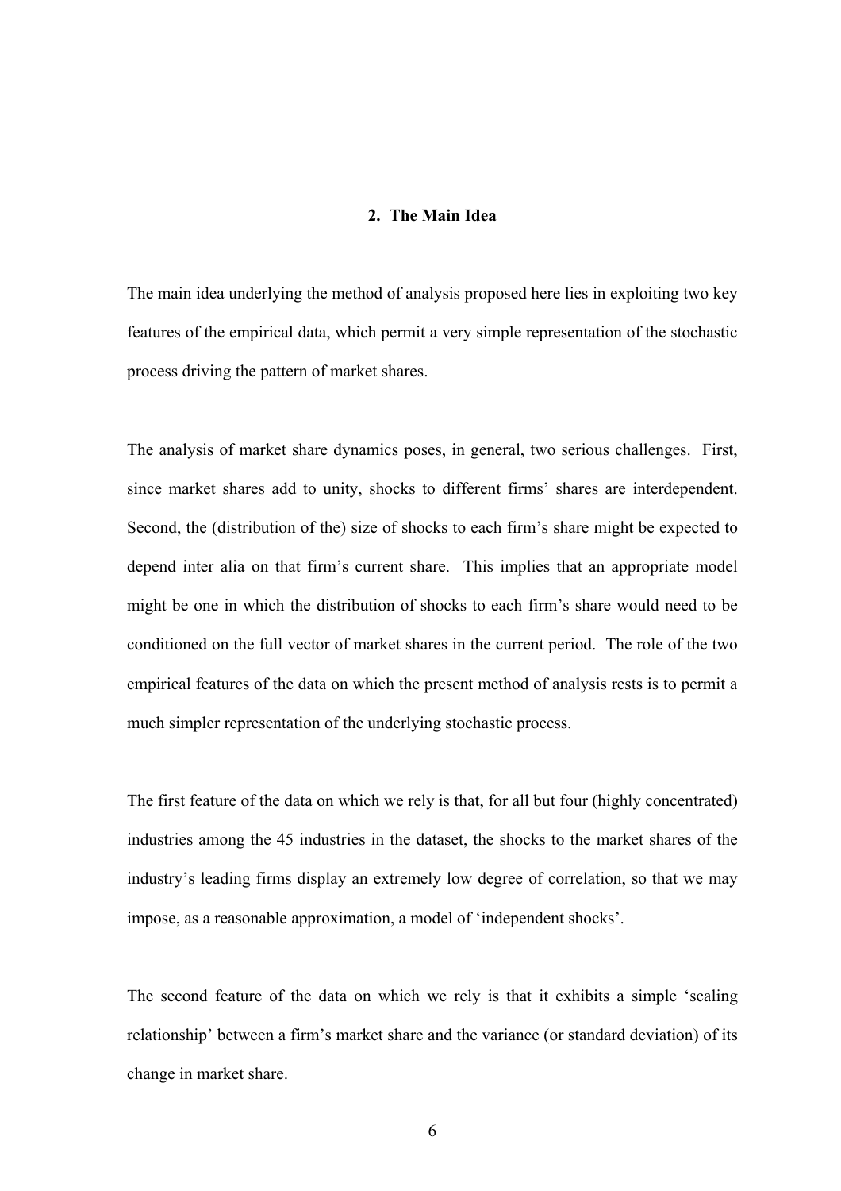## 2. The Main Idea

The main idea underlying the method of analysis proposed here lies in exploiting two key features of the empirical data, which permit a very simple representation of the stochastic process driving the pattern of market shares.

The analysis of market share dynamics poses, in general, two serious challenges. First, since market shares add to unity, shocks to different firms' shares are interdependent. Second, the (distribution of the) size of shocks to each firm's share might be expected to depend inter alia on that firm's current share. This implies that an appropriate model might be one in which the distribution of shocks to each firm's share would need to be conditioned on the full vector of market shares in the current period. The role of the two empirical features of the data on which the present method of analysis rests is to permit a much simpler representation of the underlying stochastic process.

The first feature of the data on which we rely is that, for all but four (highly concentrated) industries among the 45 industries in the dataset, the shocks to the market shares of the industry's leading firms display an extremely low degree of correlation, so that we may impose, as a reasonable approximation, a model of 'independent shocks'.

The second feature of the data on which we rely is that it exhibits a simple 'scaling relationship' between a firm's market share and the variance (or standard deviation) of its change in market share.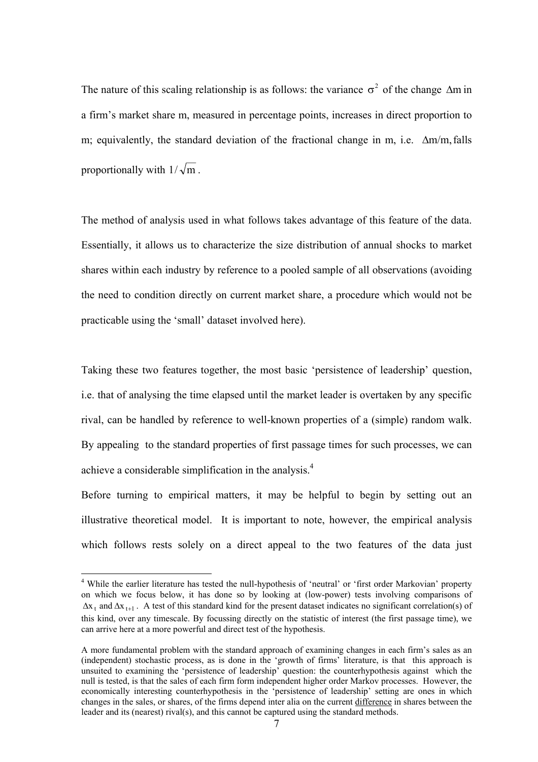The nature of this scaling relationship is as follows: the variance $\sigma^2$ of the change $\Delta m$ in a firm's market share m, measured in percentage points, increases in direct proportion to m; equivalently, the standard deviation of the fractional change in m, i.e. $\Delta m/m$, falls proportionally with $1/\sqrt{m}$.

The method of analysis used in what follows takes advantage of this feature of the data. Essentially, it allows us to characterize the size distribution of annual shocks to market shares within each industry by reference to a pooled sample of all observations (avoiding the need to condition directly on current market share, a procedure which would not be practicable using the 'small' dataset involved here).

Taking these two features together, the most basic 'persistence of leadership' question, i.e. that of analysing the time elapsed until the market leader is overtaken by any specific rival, can be handled by reference to well-known properties of a (simple) random walk. By appealing to the standard properties of first passage times for such processes, we can achieve a considerable simplification in the analysis.[4]

Before turning to empirical matters, it may be helpful to begin by setting out an illustrative theoretical model. It is important to note, however, the empirical analysis which follows rests solely on a direct appeal to the two features of the data just

---

[4] While the earlier literature has tested the null-hypothesis of 'neutral' or 'first order Markovian' property on which we focus below, it has done so by looking at (low-power) tests involving comparisons of $\Delta x_t$ and $\Delta x_{t+1}$. A test of this standard kind for the present dataset indicates no significant correlation(s) of this kind, over any timescale. By focussing directly on the statistic of interest (the first passage time), we can arrive here at a more powerful and direct test of the hypothesis.

A more fundamental problem with the standard approach of examining changes in each firm's sales as an (independent) stochastic process, as is done in the 'growth of firms' literature, is that this approach is unsuited to examining the 'persistence of leadership' question: the counterhypothesis against which the null is tested, is that the sales of each firm form independent higher order Markov processes. However, the economically interesting counterhypothesis in the 'persistence of leadership' setting are ones in which changes in the sales, or shares, of the firms depend inter alia on the current <u>difference</u> in shares between the leader and its (nearest) rival(s), and this cannot be captured using the standard methods.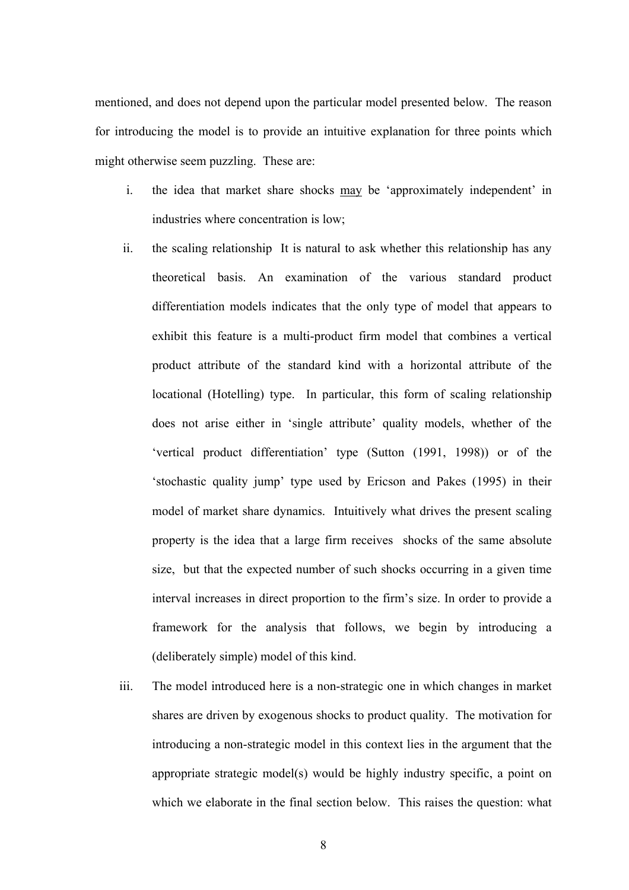mentioned, and does not depend upon the particular model presented below. The reason for introducing the model is to provide an intuitive explanation for three points which might otherwise seem puzzling. These are:

i. the idea that market share shocks <u>may</u> be 'approximately independent' in industries where concentration is low;

ii. the scaling relationship It is natural to ask whether this relationship has any theoretical basis. An examination of the various standard product differentiation models indicates that the only type of model that appears to exhibit this feature is a multi-product firm model that combines a vertical product attribute of the standard kind with a horizontal attribute of the locational (Hotelling) type. In particular, this form of scaling relationship does not arise either in 'single attribute' quality models, whether of the 'vertical product differentiation' type (Sutton (1991, 1998)) or of the 'stochastic quality jump' type used by Ericson and Pakes (1995) in their model of market share dynamics. Intuitively what drives the present scaling property is the idea that a large firm receives shocks of the same absolute size, but that the expected number of such shocks occurring in a given time interval increases in direct proportion to the firm's size. In order to provide a framework for the analysis that follows, we begin by introducing a (deliberately simple) model of this kind.

iii. The model introduced here is a non-strategic one in which changes in market shares are driven by exogenous shocks to product quality. The motivation for introducing a non-strategic model in this context lies in the argument that the appropriate strategic model(s) would be highly industry specific, a point on which we elaborate in the final section below. This raises the question: what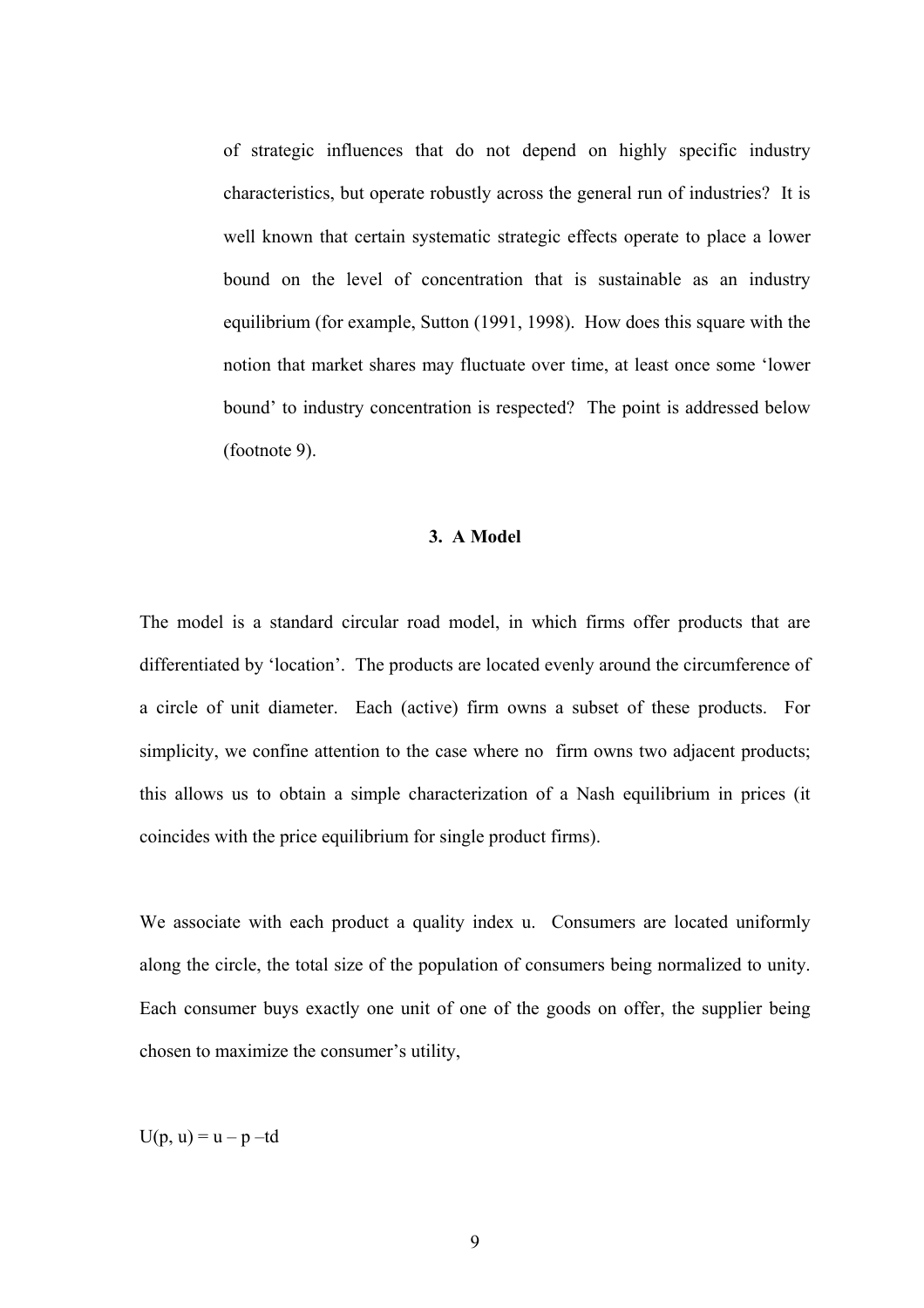of strategic influences that do not depend on highly specific industry characteristics, but operate robustly across the general run of industries? It is well known that certain systematic strategic effects operate to place a lower bound on the level of concentration that is sustainable as an industry equilibrium (for example, Sutton (1991, 1998). How does this square with the notion that market shares may fluctuate over time, at least once some 'lower bound' to industry concentration is respected? The point is addressed below (footnote 9).

## 3. A Model

The model is a standard circular road model, in which firms offer products that are differentiated by 'location'. The products are located evenly around the circumference of a circle of unit diameter. Each (active) firm owns a subset of these products. For simplicity, we confine attention to the case where no firm owns two adjacent products; this allows us to obtain a simple characterization of a Nash equilibrium in prices (it coincides with the price equilibrium for single product firms).

We associate with each product a quality index u. Consumers are located uniformly along the circle, the total size of the population of consumers being normalized to unity. Each consumer buys exactly one unit of one of the goods on offer, the supplier being chosen to maximize the consumer's utility,

$$U(p, u) = u - p - td$$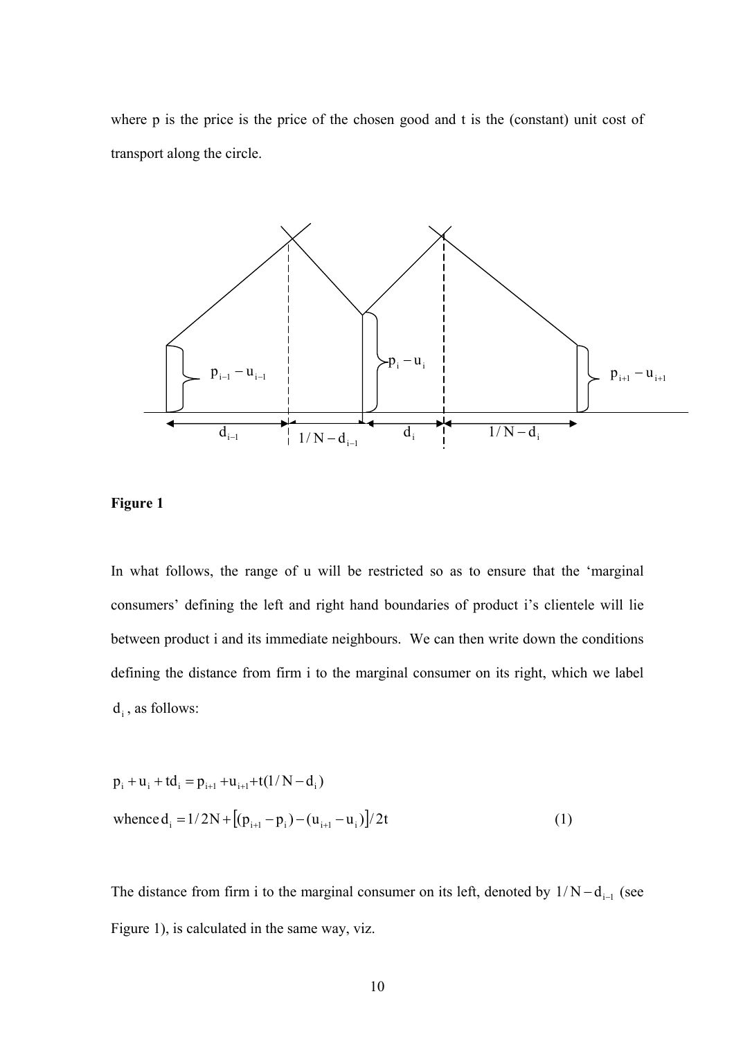where p is the price is the price of the chosen good and t is the (constant) unit cost of transport along the circle.

**Figure 1**

In what follows, the range of u will be restricted so as to ensure that the 'marginal consumers' defining the left and right hand boundaries of product i's clientele will lie between product i and its immediate neighbours. We can then write down the conditions defining the distance from firm i to the marginal consumer on its right, which we label $d_i$, as follows:

$$p_i + u_i + td_i = p_{i+1} + u_{i+1} + t(1/N - d_i)$$

$$\text{whence } d_i = 1/2N + \left[(p_{i+1} - p_i) - (u_{i+1} - u_i)\right]/2t \qquad (1)$$

The distance from firm i to the marginal consumer on its left, denoted by $1/N - d_{i-1}$ (see Figure 1), is calculated in the same way, viz.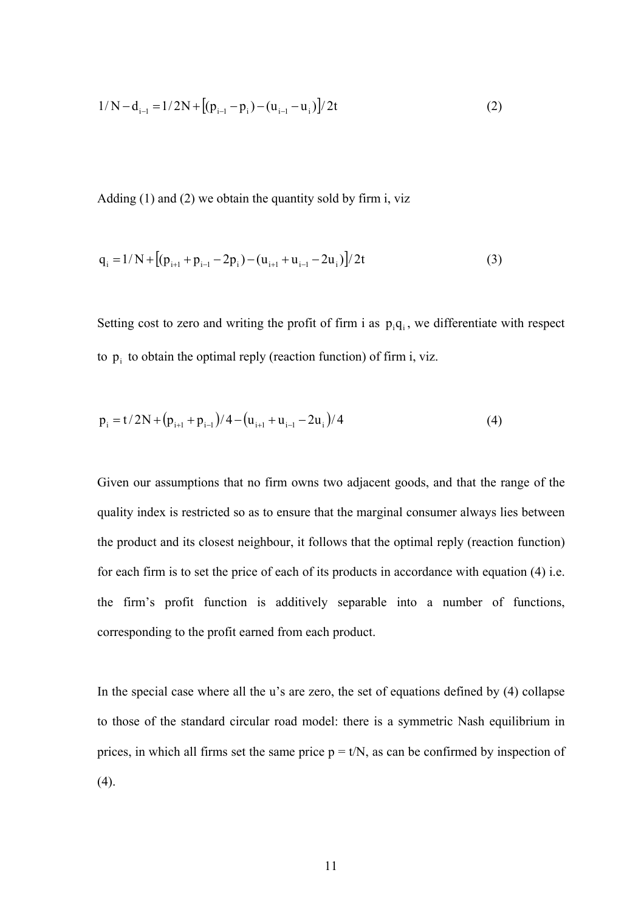$$1/N - d_{i-1} = 1/2N + \left[(p_{i-1} - p_i) - (u_{i-1} - u_i)\right]/2t \tag{2}$$

Adding (1) and (2) we obtain the quantity sold by firm i, viz

$$q_i = 1/N + \left[(p_{i+1} + p_{i-1} - 2p_i) - (u_{i+1} + u_{i-1} - 2u_i)\right]/2t \tag{3}$$

Setting cost to zero and writing the profit of firm i as $p_i q_i$, we differentiate with respect to $p_i$ to obtain the optimal reply (reaction function) of firm i, viz.

$$p_i = t/2N + \left(p_{i+1} + p_{i-1}\right)/4 - \left(u_{i+1} + u_{i-1} - 2u_i\right)/4 \tag{4}$$

Given our assumptions that no firm owns two adjacent goods, and that the range of the quality index is restricted so as to ensure that the marginal consumer always lies between the product and its closest neighbour, it follows that the optimal reply (reaction function) for each firm is to set the price of each of its products in accordance with equation (4) i.e. the firm's profit function is additively separable into a number of functions, corresponding to the profit earned from each product.

In the special case where all the u's are zero, the set of equations defined by (4) collapse to those of the standard circular road model: there is a symmetric Nash equilibrium in prices, in which all firms set the same price $p = t/N$, as can be confirmed by inspection of (4).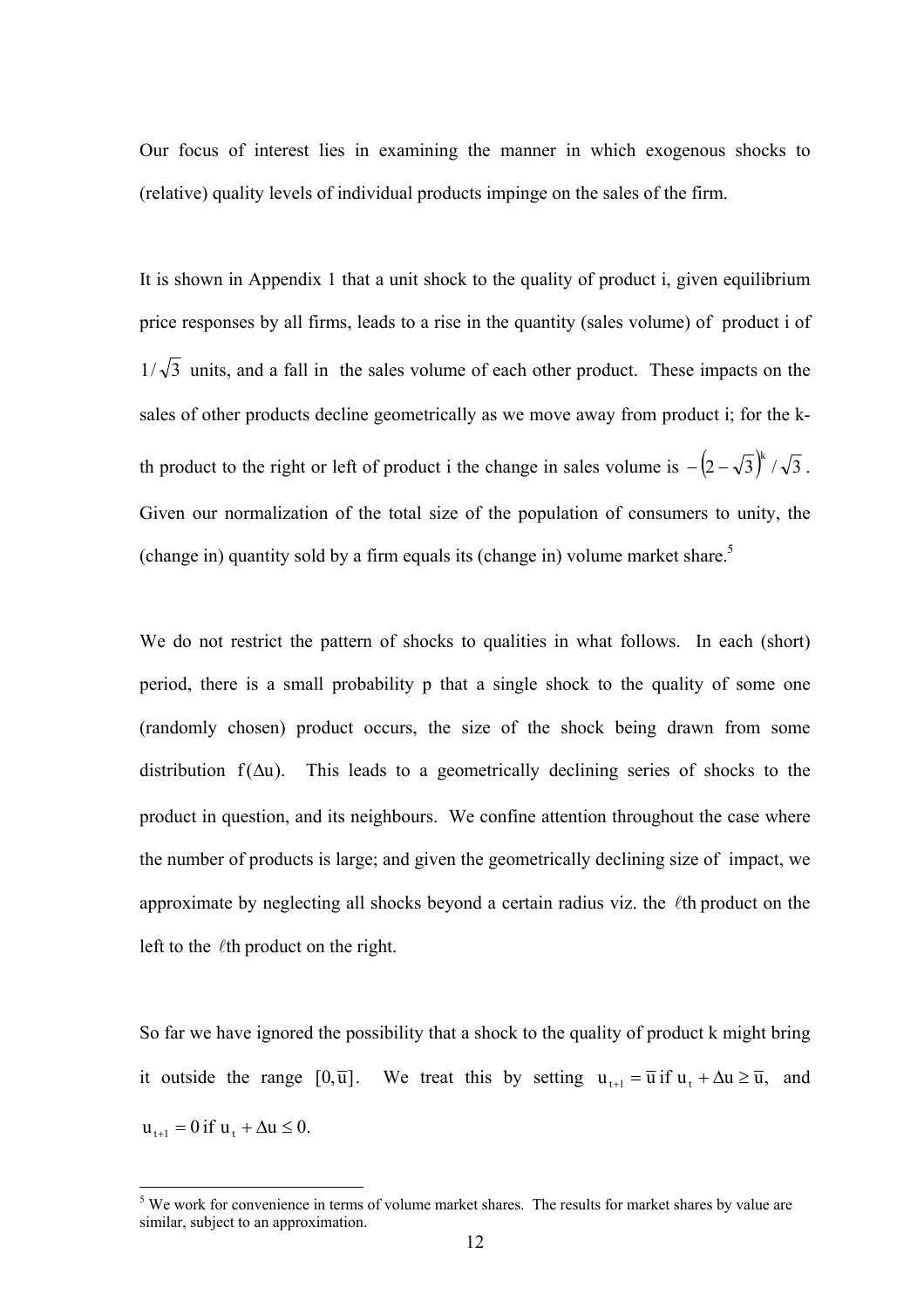Our focus of interest lies in examining the manner in which exogenous shocks to (relative) quality levels of individual products impinge on the sales of the firm.

It is shown in Appendix 1 that a unit shock to the quality of product i, given equilibrium price responses by all firms, leads to a rise in the quantity (sales volume) of product i of $1/\sqrt{3}$ units, and a fall in the sales volume of each other product. These impacts on the sales of other products decline geometrically as we move away from product i; for the k-th product to the right or left of product i the change in sales volume is $-\left(2-\sqrt{3}\right)^{k}/\sqrt{3}$. Given our normalization of the total size of the population of consumers to unity, the (change in) quantity sold by a firm equals its (change in) volume market share.[5]

We do not restrict the pattern of shocks to qualities in what follows. In each (short) period, there is a small probability p that a single shock to the quality of some one (randomly chosen) product occurs, the size of the shock being drawn from some distribution $f(\Delta u)$. This leads to a geometrically declining series of shocks to the product in question, and its neighbours. We confine attention throughout the case where the number of products is large; and given the geometrically declining size of impact, we approximate by neglecting all shocks beyond a certain radius viz. the $\ell$th product on the left to the $\ell$th product on the right.

So far we have ignored the possibility that a shock to the quality of product k might bring it outside the range $[0, \bar{u}]$. We treat this by setting $u_{t+1} = \bar{u}$ if $u_t + \Delta u \geq \bar{u}$, and $u_{t+1} = 0$ if $u_t + \Delta u \leq 0$.

---

[5] We work for convenience in terms of volume market shares. The results for market shares by value are similar, subject to an approximation.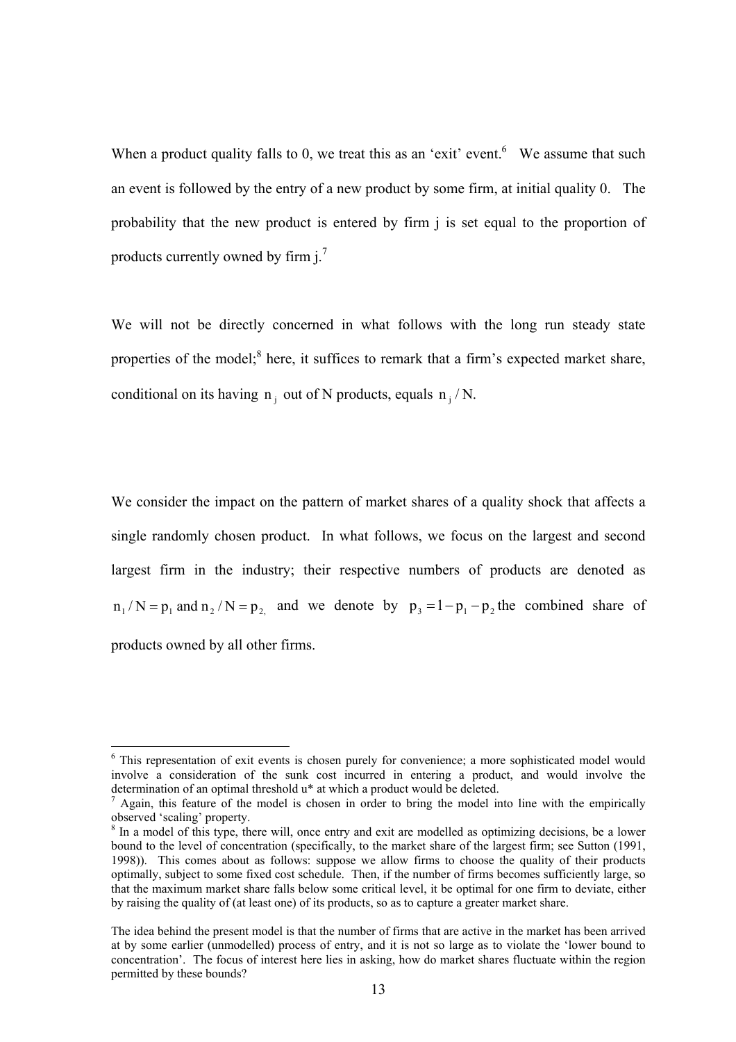When a product quality falls to 0, we treat this as an 'exit' event.[6] We assume that such an event is followed by the entry of a new product by some firm, at initial quality 0. The probability that the new product is entered by firm j is set equal to the proportion of products currently owned by firm j.[7]

We will not be directly concerned in what follows with the long run steady state properties of the model;[8] here, it suffices to remark that a firm's expected market share, conditional on its having $n_j$ out of N products, equals $n_j / N$.

We consider the impact on the pattern of market shares of a quality shock that affects a single randomly chosen product. In what follows, we focus on the largest and second largest firm in the industry; their respective numbers of products are denoted as $n_1 / N = p_1$ and $n_2 / N = p_2$, and we denote by $p_3 = 1 - p_1 - p_2$ the combined share of products owned by all other firms.

---

[6] This representation of exit events is chosen purely for convenience; a more sophisticated model would involve a consideration of the sunk cost incurred in entering a product, and would involve the determination of an optimal threshold u* at which a product would be deleted.

[7] Again, this feature of the model is chosen in order to bring the model into line with the empirically observed 'scaling' property.

[8] In a model of this type, there will, once entry and exit are modelled as optimizing decisions, be a lower bound to the level of concentration (specifically, to the market share of the largest firm; see Sutton (1991, 1998)). This comes about as follows: suppose we allow firms to choose the quality of their products optimally, subject to some fixed cost schedule. Then, if the number of firms becomes sufficiently large, so that the maximum market share falls below some critical level, it be optimal for one firm to deviate, either by raising the quality of (at least one) of its products, so as to capture a greater market share.

The idea behind the present model is that the number of firms that are active in the market has been arrived at by some earlier (unmodelled) process of entry, and it is not so large as to violate the 'lower bound to concentration'. The focus of interest here lies in asking, how do market shares fluctuate within the region permitted by these bounds?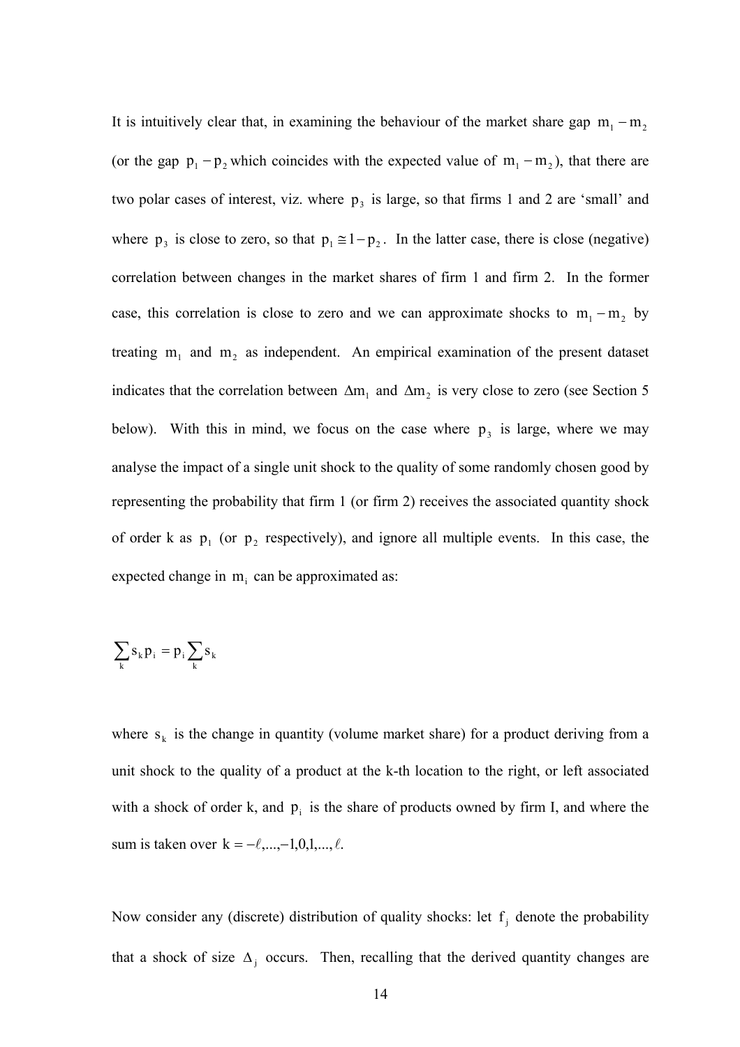It is intuitively clear that, in examining the behaviour of the market share gap $m_1 - m_2$ (or the gap $p_1 - p_2$ which coincides with the expected value of $m_1 - m_2$), that there are two polar cases of interest, viz. where $p_3$ is large, so that firms 1 and 2 are 'small' and where $p_3$ is close to zero, so that $p_1 \cong 1 - p_2$. In the latter case, there is close (negative) correlation between changes in the market shares of firm 1 and firm 2. In the former case, this correlation is close to zero and we can approximate shocks to $m_1 - m_2$ by treating $m_1$ and $m_2$ as independent. An empirical examination of the present dataset indicates that the correlation between $\Delta m_1$ and $\Delta m_2$ is very close to zero (see Section 5 below). With this in mind, we focus on the case where $p_3$ is large, where we may analyse the impact of a single unit shock to the quality of some randomly chosen good by representing the probability that firm 1 (or firm 2) receives the associated quantity shock of order k as $p_1$ (or $p_2$ respectively), and ignore all multiple events. In this case, the expected change in $m_i$ can be approximated as:

$$\sum_k s_k p_i = p_i \sum_k s_k$$

where $s_k$ is the change in quantity (volume market share) for a product deriving from a unit shock to the quality of a product at the k-th location to the right, or left associated with a shock of order k, and $p_i$ is the share of products owned by firm I, and where the sum is taken over $k = -\ell, ..., -1, 0, 1, ..., \ell$.

Now consider any (discrete) distribution of quality shocks: let $f_j$ denote the probability that a shock of size $\Delta_j$ occurs. Then, recalling that the derived quantity changes are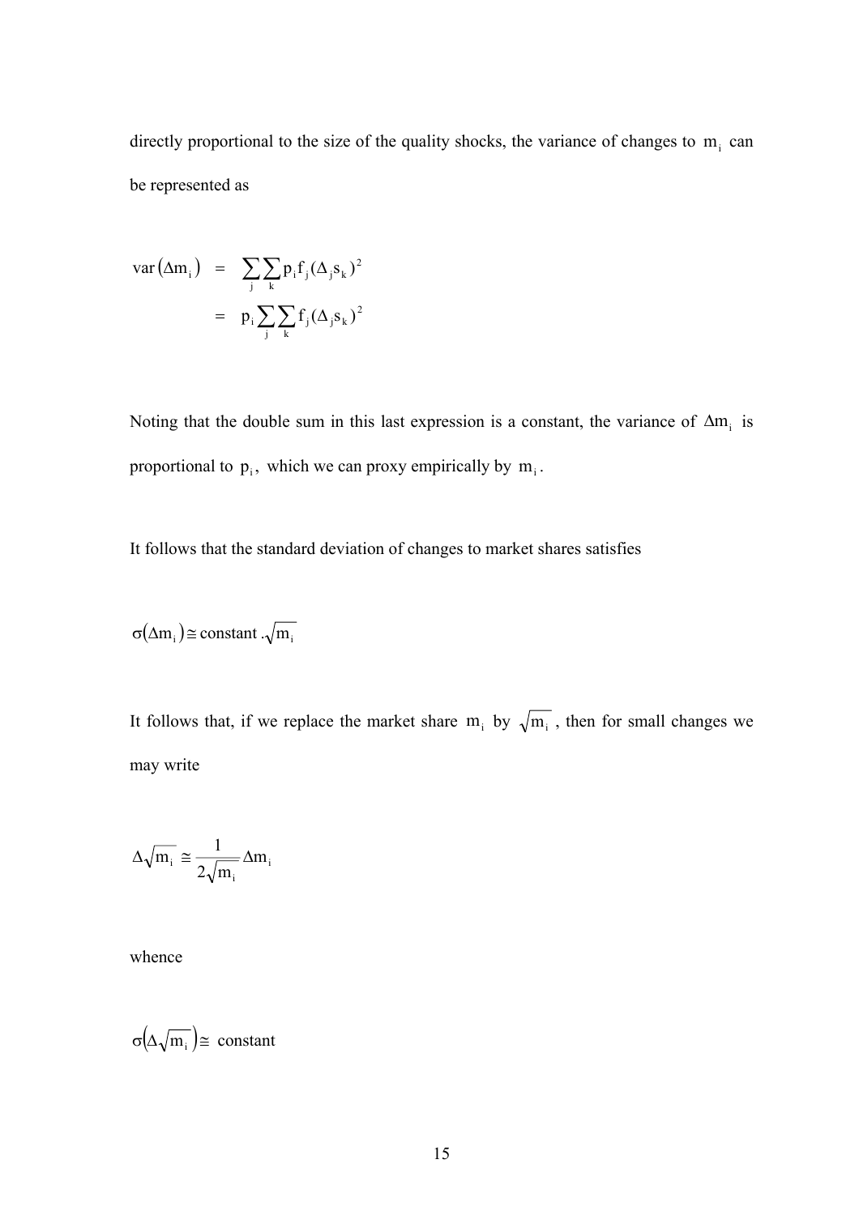directly proportional to the size of the quality shocks, the variance of changes to $m_i$ can be represented as

$$
\begin{aligned}
\operatorname{var}(\Delta m_i) &= \sum_j \sum_k p_i f_j (\Delta_j s_k)^2 \\
&= p_i \sum_j \sum_k f_j (\Delta_j s_k)^2
\end{aligned}
$$

Noting that the double sum in this last expression is a constant, the variance of $\Delta m_i$ is proportional to $p_i$, which we can proxy empirically by $m_i$.

It follows that the standard deviation of changes to market shares satisfies

$$\sigma(\Delta m_i) \cong \text{constant} \,.\sqrt{m_i}$$

It follows that, if we replace the market share $m_i$ by $\sqrt{m_i}$, then for small changes we may write

$$\Delta\sqrt{m_i} \cong \frac{1}{2\sqrt{m_i}} \Delta m_i$$

whence

$$\sigma\left(\Delta\sqrt{m_i}\right) \cong \text{ constant}$$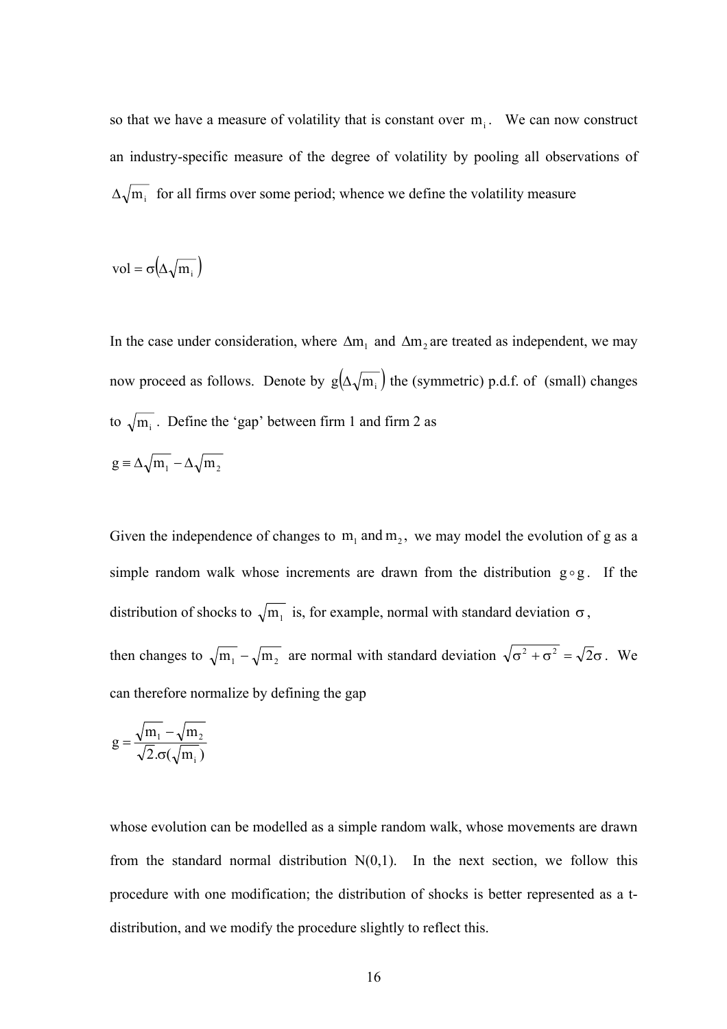so that we have a measure of volatility that is constant over $m_i$. We can now construct an industry-specific measure of the degree of volatility by pooling all observations of $\Delta\sqrt{m_i}$ for all firms over some period; whence we define the volatility measure

$$\text{vol} = \sigma\left(\Delta\sqrt{m_i}\right)$$

In the case under consideration, where $\Delta m_1$ and $\Delta m_2$ are treated as independent, we may now proceed as follows. Denote by $g\left(\Delta\sqrt{m_i}\right)$ the (symmetric) p.d.f. of (small) changes to $\sqrt{m_i}$. Define the 'gap' between firm 1 and firm 2 as

$$g \equiv \Delta\sqrt{m_1} - \Delta\sqrt{m_2}$$

Given the independence of changes to $m_1$ and $m_2$, we may model the evolution of g as a simple random walk whose increments are drawn from the distribution $g \circ g$. If the distribution of shocks to $\sqrt{m_1}$ is, for example, normal with standard deviation $\sigma$, then changes to $\sqrt{m_1} - \sqrt{m_2}$ are normal with standard deviation $\sqrt{\sigma^2 + \sigma^2} = \sqrt{2}\sigma$. We can therefore normalize by defining the gap

$$g = \frac{\sqrt{m_1} - \sqrt{m_2}}{\sqrt{2}.\sigma(\sqrt{m_i})}$$

whose evolution can be modelled as a simple random walk, whose movements are drawn from the standard normal distribution N(0,1). In the next section, we follow this procedure with one modification; the distribution of shocks is better represented as a t-distribution, and we modify the procedure slightly to reflect this.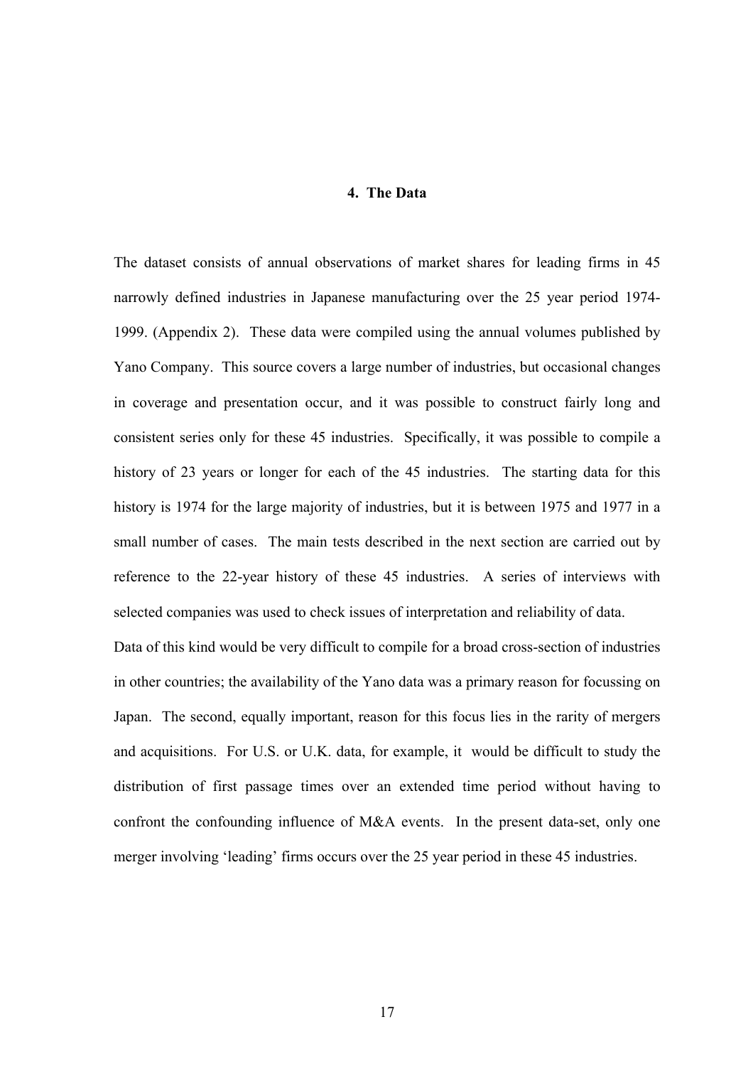## 4. The Data

The dataset consists of annual observations of market shares for leading firms in 45 narrowly defined industries in Japanese manufacturing over the 25 year period 1974-1999. (Appendix 2). These data were compiled using the annual volumes published by Yano Company. This source covers a large number of industries, but occasional changes in coverage and presentation occur, and it was possible to construct fairly long and consistent series only for these 45 industries. Specifically, it was possible to compile a history of 23 years or longer for each of the 45 industries. The starting data for this history is 1974 for the large majority of industries, but it is between 1975 and 1977 in a small number of cases. The main tests described in the next section are carried out by reference to the 22-year history of these 45 industries. A series of interviews with selected companies was used to check issues of interpretation and reliability of data.

Data of this kind would be very difficult to compile for a broad cross-section of industries in other countries; the availability of the Yano data was a primary reason for focussing on Japan. The second, equally important, reason for this focus lies in the rarity of mergers and acquisitions. For U.S. or U.K. data, for example, it would be difficult to study the distribution of first passage times over an extended time period without having to confront the confounding influence of M&A events. In the present data-set, only one merger involving 'leading' firms occurs over the 25 year period in these 45 industries.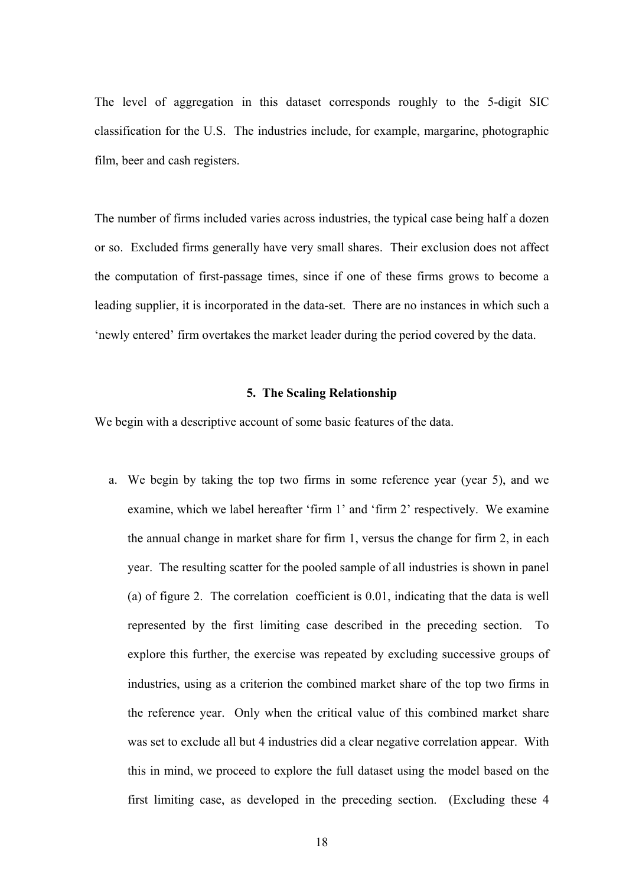The level of aggregation in this dataset corresponds roughly to the 5-digit SIC classification for the U.S. The industries include, for example, margarine, photographic film, beer and cash registers.

The number of firms included varies across industries, the typical case being half a dozen or so. Excluded firms generally have very small shares. Their exclusion does not affect the computation of first-passage times, since if one of these firms grows to become a leading supplier, it is incorporated in the data-set. There are no instances in which such a 'newly entered' firm overtakes the market leader during the period covered by the data.

## 5. The Scaling Relationship

We begin with a descriptive account of some basic features of the data.

a. We begin by taking the top two firms in some reference year (year 5), and we examine, which we label hereafter 'firm 1' and 'firm 2' respectively. We examine the annual change in market share for firm 1, versus the change for firm 2, in each year. The resulting scatter for the pooled sample of all industries is shown in panel (a) of figure 2. The correlation coefficient is 0.01, indicating that the data is well represented by the first limiting case described in the preceding section. To explore this further, the exercise was repeated by excluding successive groups of industries, using as a criterion the combined market share of the top two firms in the reference year. Only when the critical value of this combined market share was set to exclude all but 4 industries did a clear negative correlation appear. With this in mind, we proceed to explore the full dataset using the model based on the first limiting case, as developed in the preceding section. (Excluding these 4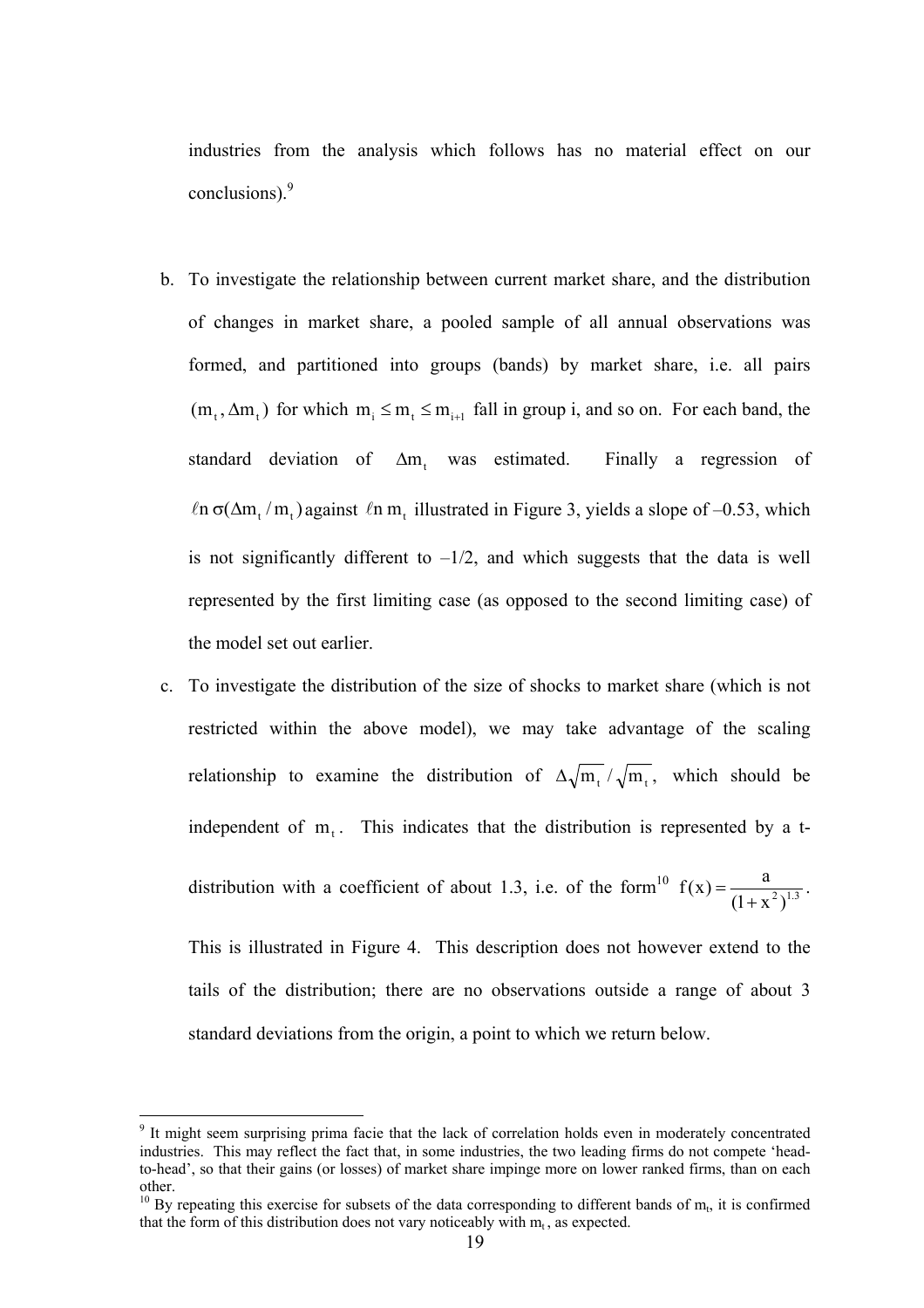industries from the analysis which follows has no material effect on our conclusions).[9]

b. To investigate the relationship between current market share, and the distribution of changes in market share, a pooled sample of all annual observations was formed, and partitioned into groups (bands) by market share, i.e. all pairs $(m_t, \Delta m_t)$ for which $m_i \le m_t \le m_{i+1}$ fall in group i, and so on. For each band, the standard deviation of $\Delta m_t$ was estimated. Finally a regression of $\ell n\, \sigma(\Delta m_t / m_t)$ against $\ell n\, m_t$ illustrated in Figure 3, yields a slope of –0.53, which is not significantly different to –1/2, and which suggests that the data is well represented by the first limiting case (as opposed to the second limiting case) of the model set out earlier.

c. To investigate the distribution of the size of shocks to market share (which is not restricted within the above model), we may take advantage of the scaling relationship to examine the distribution of $\Delta\sqrt{m_t} / \sqrt{m_t}$, which should be independent of $m_t$. This indicates that the distribution is represented by a t-distribution with a coefficient of about 1.3, i.e. of the form[10] $f(x) = \dfrac{a}{(1+x^2)^{1.3}}$.

   This is illustrated in Figure 4. This description does not however extend to the tails of the distribution; there are no observations outside a range of about 3 standard deviations from the origin, a point to which we return below.

---

[9] It might seem surprising prima facie that the lack of correlation holds even in moderately concentrated industries. This may reflect the fact that, in some industries, the two leading firms do not compete 'head-to-head', so that their gains (or losses) of market share impinge more on lower ranked firms, than on each other.

[10] By repeating this exercise for subsets of the data corresponding to different bands of $m_t$, it is confirmed that the form of this distribution does not vary noticeably with $m_t$, as expected.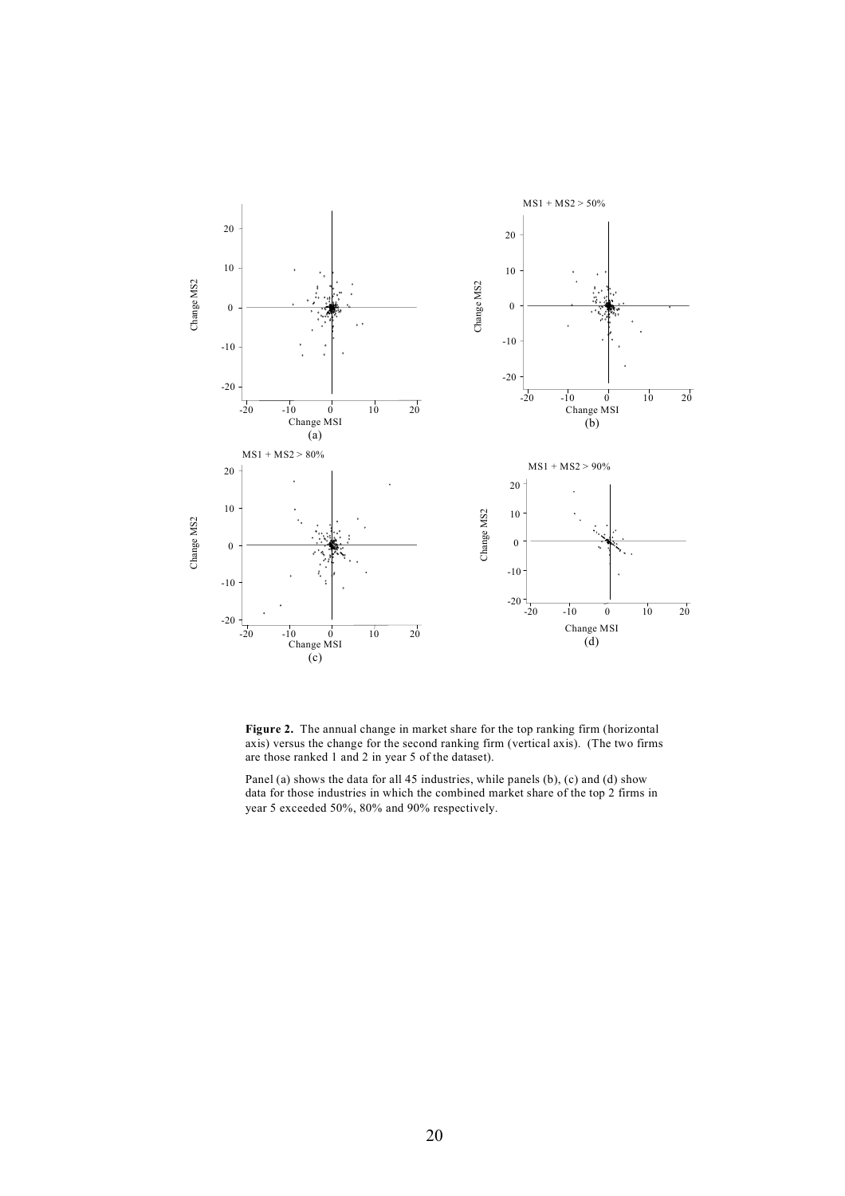**Figure 2.** The annual change in market share for the top ranking firm (horizontal axis) versus the change for the second ranking firm (vertical axis). (The two firms are those ranked 1 and 2 in year 5 of the dataset).

Panel (a) shows the data for all 45 industries, while panels (b), (c) and (d) show data for those industries in which the combined market share of the top 2 firms in year 5 exceeded 50%, 80% and 90% respectively.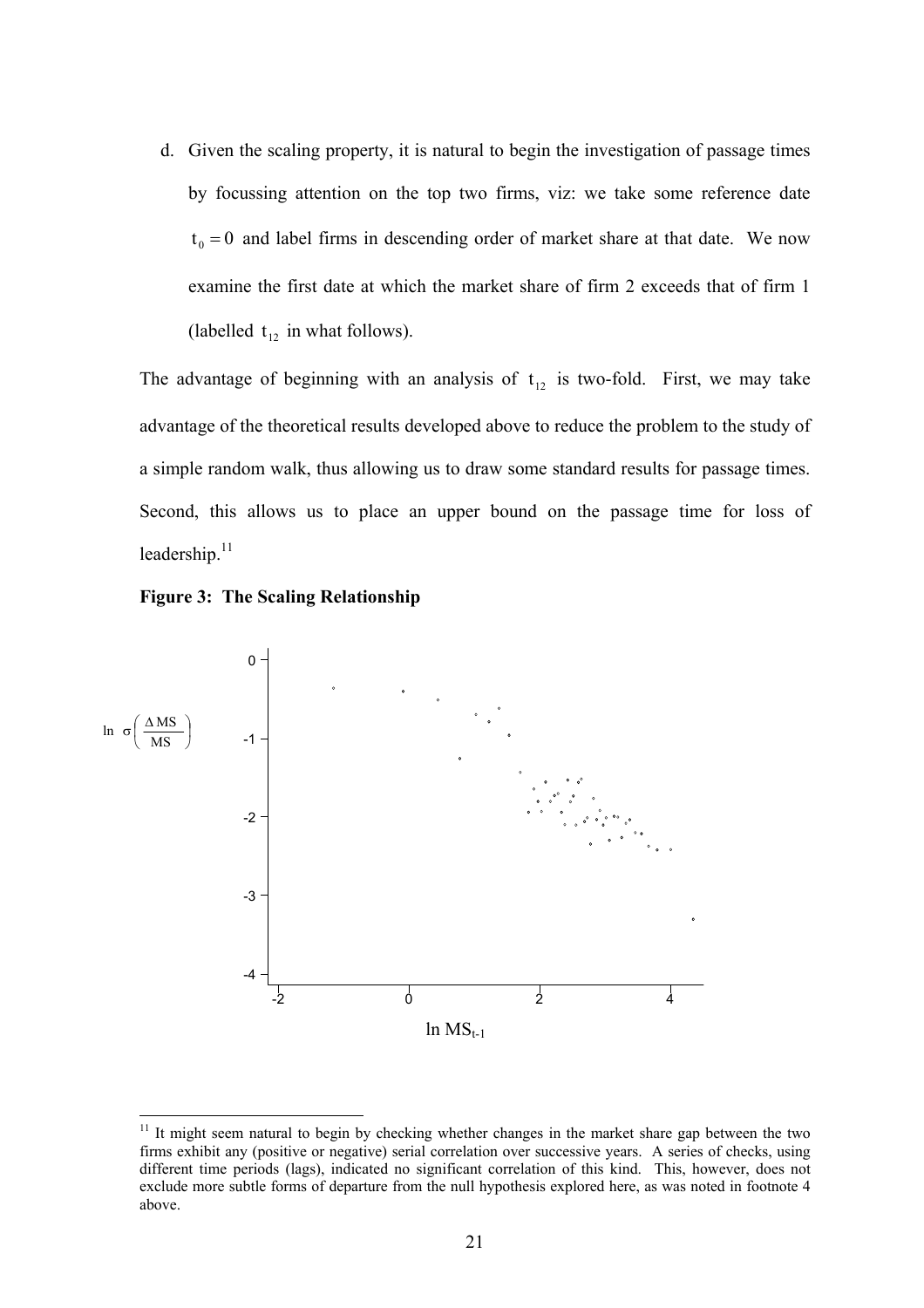d. Given the scaling property, it is natural to begin the investigation of passage times by focussing attention on the top two firms, viz: we take some reference date $t_0 = 0$ and label firms in descending order of market share at that date. We now examine the first date at which the market share of firm 2 exceeds that of firm 1 (labelled $t_{12}$ in what follows).

The advantage of beginning with an analysis of $t_{12}$ is two-fold. First, we may take advantage of the theoretical results developed above to reduce the problem to the study of a simple random walk, thus allowing us to draw some standard results for passage times. Second, this allows us to place an upper bound on the passage time for loss of leadership.[11]

**Figure 3: The Scaling Relationship**

[11] It might seem natural to begin by checking whether changes in the market share gap between the two firms exhibit any (positive or negative) serial correlation over successive years. A series of checks, using different time periods (lags), indicated no significant correlation of this kind. This, however, does not exclude more subtle forms of departure from the null hypothesis explored here, as was noted in footnote 4 above.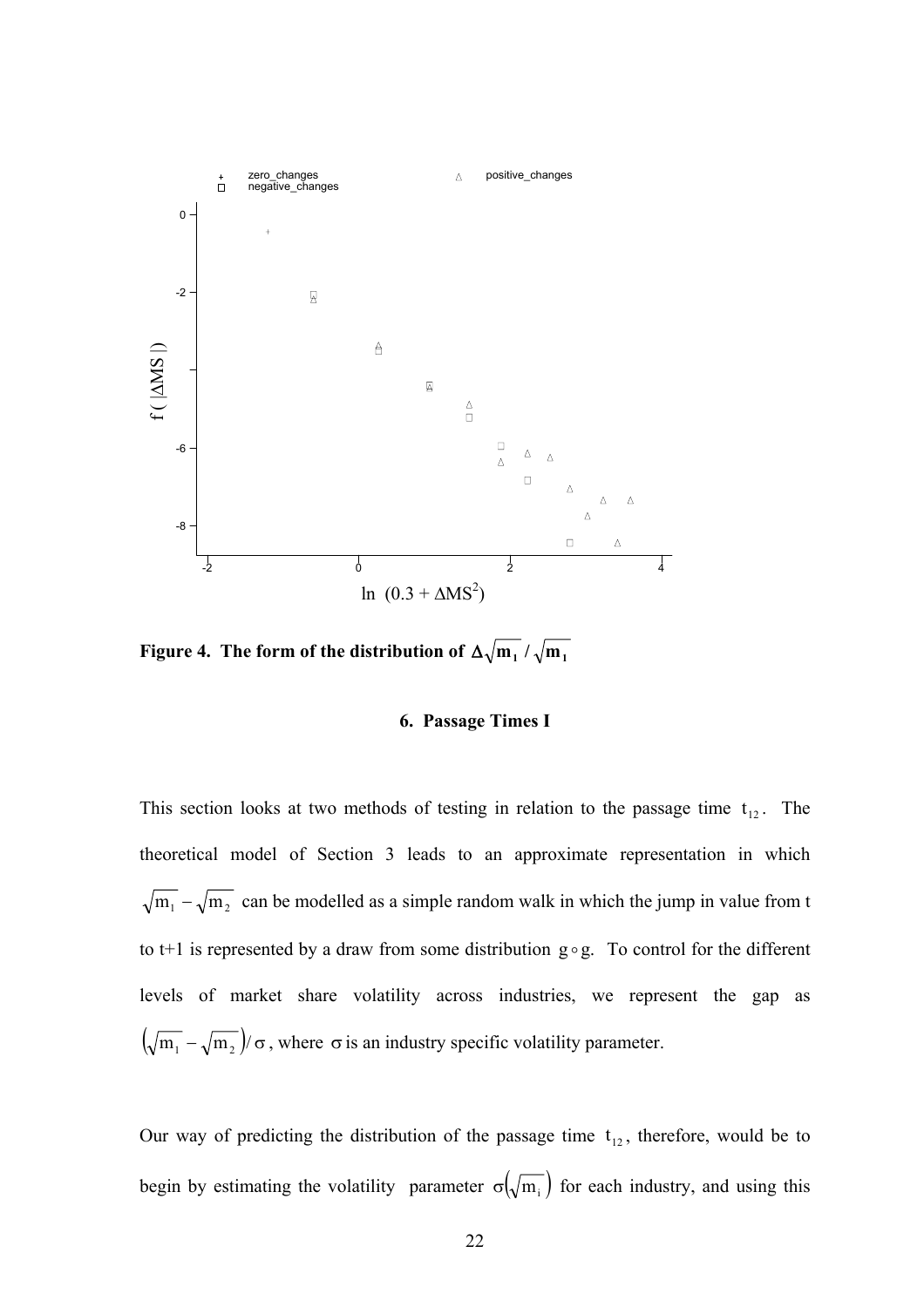**Figure 4. The form of the distribution of $\Delta\sqrt{m_1} / \sqrt{m_1}$**

### 6. Passage Times I

This section looks at two methods of testing in relation to the passage time $t_{12}$. The theoretical model of Section 3 leads to an approximate representation in which $\sqrt{m_1} - \sqrt{m_2}$ can be modelled as a simple random walk in which the jump in value from t to t+1 is represented by a draw from some distribution $g \circ g$. To control for the different levels of market share volatility across industries, we represent the gap as $\left(\sqrt{m_1} - \sqrt{m_2}\right)/\sigma$, where $\sigma$ is an industry specific volatility parameter.

Our way of predicting the distribution of the passage time $t_{12}$, therefore, would be to begin by estimating the volatility parameter $\sigma\left(\sqrt{m_i}\right)$ for each industry, and using this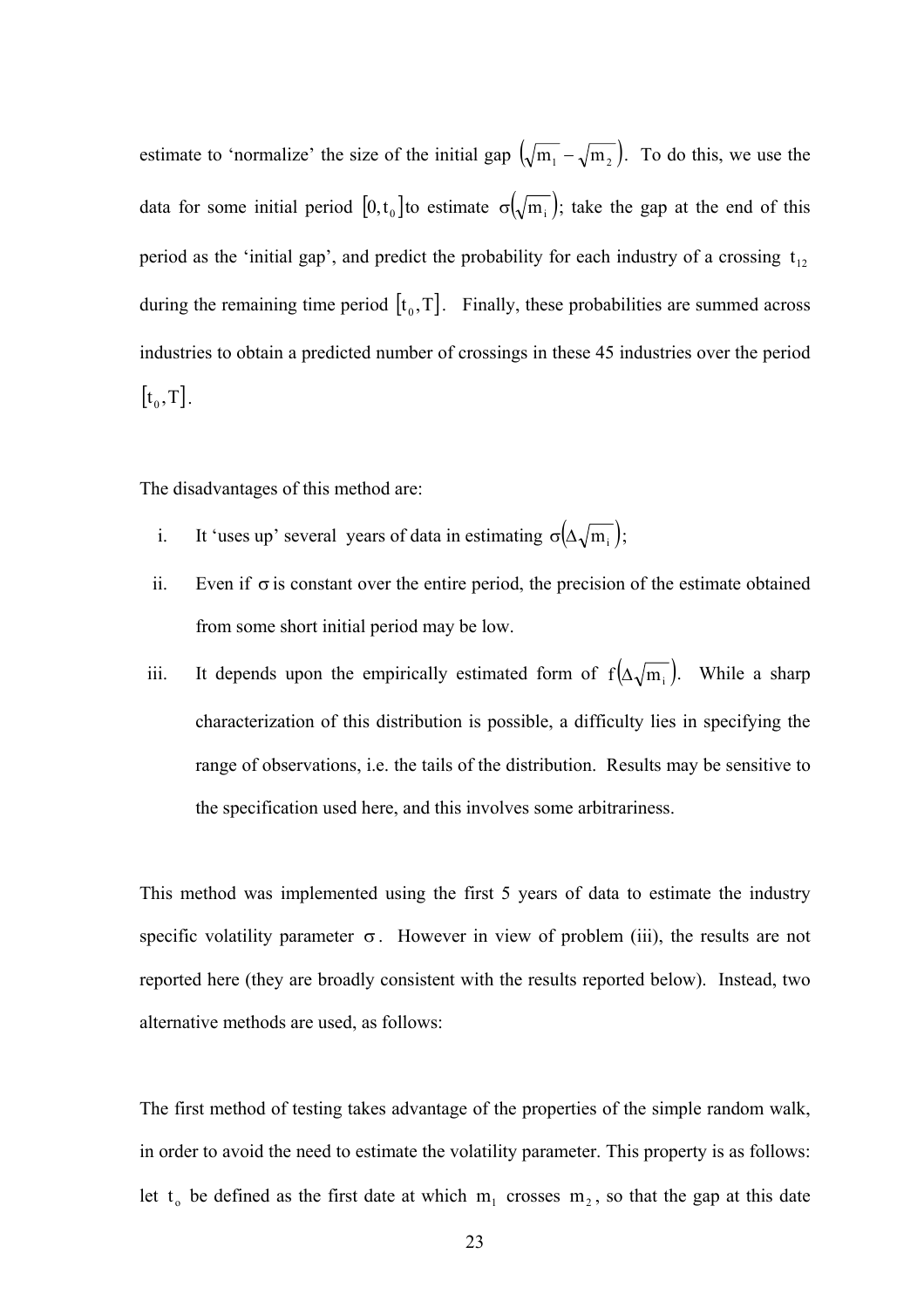estimate to 'normalize' the size of the initial gap $\left(\sqrt{m_1} - \sqrt{m_2}\right)$. To do this, we use the data for some initial period $[0, t_0]$ to estimate $\sigma\left(\sqrt{m_i}\right)$; take the gap at the end of this period as the 'initial gap', and predict the probability for each industry of a crossing $t_{12}$ during the remaining time period $[t_0, T]$. Finally, these probabilities are summed across industries to obtain a predicted number of crossings in these 45 industries over the period $[t_0, T]$.

The disadvantages of this method are:

i. It 'uses up' several years of data in estimating $\sigma\left(\Delta\sqrt{m_i}\right)$;

ii. Even if $\sigma$ is constant over the entire period, the precision of the estimate obtained from some short initial period may be low.

iii. It depends upon the empirically estimated form of $f\left(\Delta\sqrt{m_i}\right)$. While a sharp characterization of this distribution is possible, a difficulty lies in specifying the range of observations, i.e. the tails of the distribution. Results may be sensitive to the specification used here, and this involves some arbitrariness.

This method was implemented using the first 5 years of data to estimate the industry specific volatility parameter $\sigma$. However in view of problem (iii), the results are not reported here (they are broadly consistent with the results reported below). Instead, two alternative methods are used, as follows:

The first method of testing takes advantage of the properties of the simple random walk, in order to avoid the need to estimate the volatility parameter. This property is as follows: let $t_o$ be defined as the first date at which $m_1$ crosses $m_2$, so that the gap at this date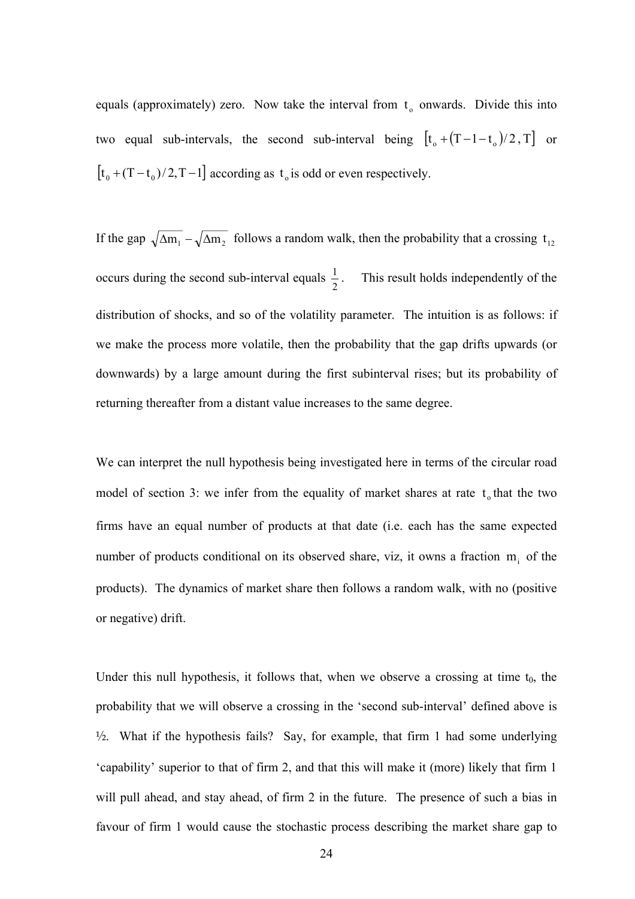equals (approximately) zero. Now take the interval from $t_o$ onwards. Divide this into two equal sub-intervals, the second sub-interval being $\left[t_o + (T-1-t_o)/2, T\right]$ or $\left[t_0 + (T-t_0)/2, T-1\right]$ according as $t_o$ is odd or even respectively.

If the gap $\sqrt{\Delta m_1} - \sqrt{\Delta m_2}$ follows a random walk, then the probability that a crossing $t_{12}$ occurs during the second sub-interval equals $\frac{1}{2}$. This result holds independently of the distribution of shocks, and so of the volatility parameter. The intuition is as follows: if we make the process more volatile, then the probability that the gap drifts upwards (or downwards) by a large amount during the first subinterval rises; but its probability of returning thereafter from a distant value increases to the same degree.

We can interpret the null hypothesis being investigated here in terms of the circular road model of section 3: we infer from the equality of market shares at rate $t_o$ that the two firms have an equal number of products at that date (i.e. each has the same expected number of products conditional on its observed share, viz, it owns a fraction $m_i$ of the products). The dynamics of market share then follows a random walk, with no (positive or negative) drift.

Under this null hypothesis, it follows that, when we observe a crossing at time $t_0$, the probability that we will observe a crossing in the 'second sub-interval' defined above is ½. What if the hypothesis fails? Say, for example, that firm 1 had some underlying 'capability' superior to that of firm 2, and that this will make it (more) likely that firm 1 will pull ahead, and stay ahead, of firm 2 in the future. The presence of such a bias in favour of firm 1 would cause the stochastic process describing the market share gap to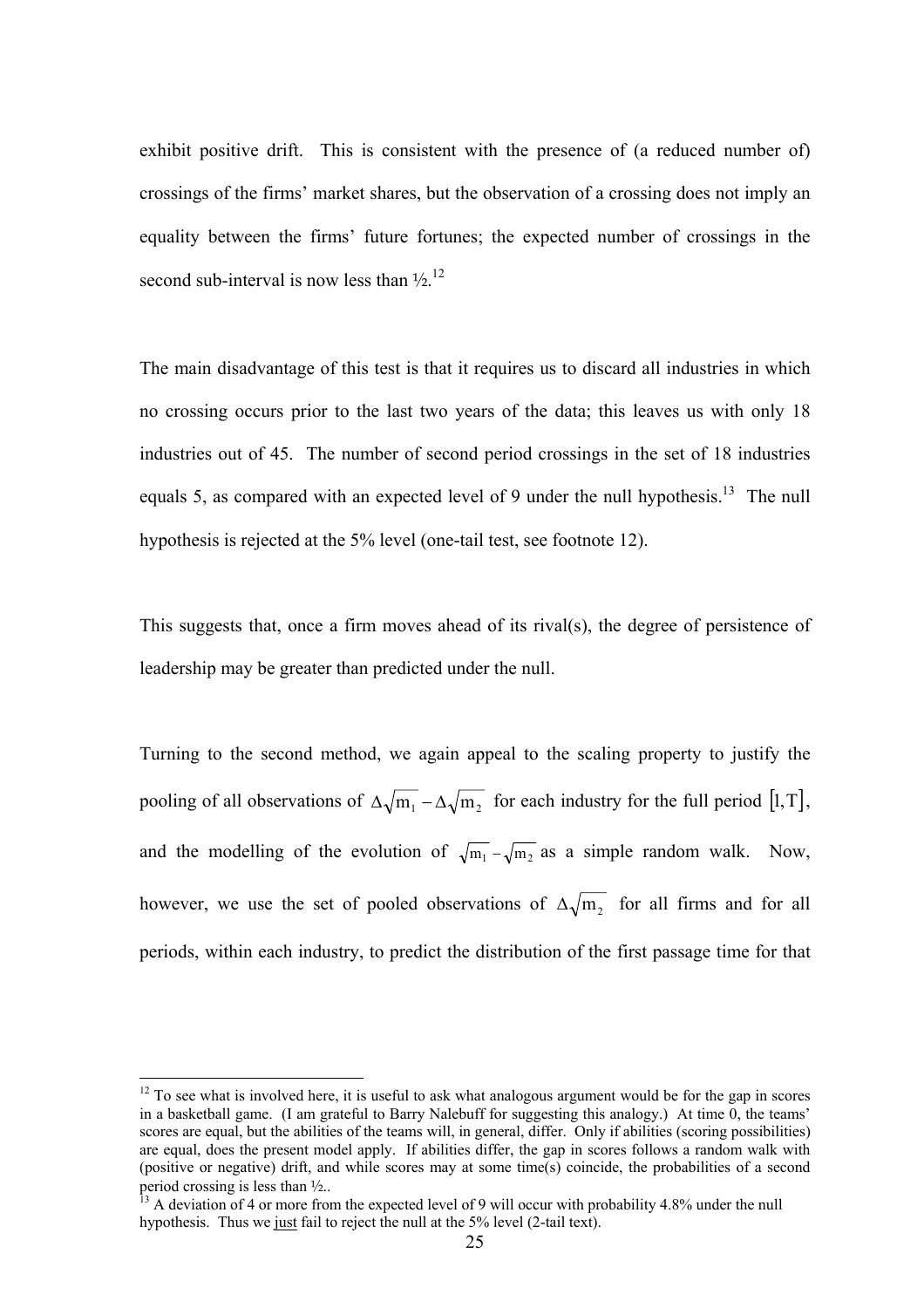exhibit positive drift. This is consistent with the presence of (a reduced number of) crossings of the firms' market shares, but the observation of a crossing does not imply an equality between the firms' future fortunes; the expected number of crossings in the second sub-interval is now less than ½.[12]

The main disadvantage of this test is that it requires us to discard all industries in which no crossing occurs prior to the last two years of the data; this leaves us with only 18 industries out of 45. The number of second period crossings in the set of 18 industries equals 5, as compared with an expected level of 9 under the null hypothesis.[13] The null hypothesis is rejected at the 5% level (one-tail test, see footnote 12).

This suggests that, once a firm moves ahead of its rival(s), the degree of persistence of leadership may be greater than predicted under the null.

Turning to the second method, we again appeal to the scaling property to justify the pooling of all observations of $\Delta\sqrt{m_1} - \Delta\sqrt{m_2}$ for each industry for the full period $[1, T]$, and the modelling of the evolution of $\sqrt{m_1} - \sqrt{m_2}$ as a simple random walk. Now, however, we use the set of pooled observations of $\Delta\sqrt{m_2}$ for all firms and for all periods, within each industry, to predict the distribution of the first passage time for that

---

[12] To see what is involved here, it is useful to ask what analogous argument would be for the gap in scores in a basketball game. (I am grateful to Barry Nalebuff for suggesting this analogy.) At time 0, the teams' scores are equal, but the abilities of the teams will, in general, differ. Only if abilities (scoring possibilities) are equal, does the present model apply. If abilities differ, the gap in scores follows a random walk with (positive or negative) drift, and while scores may at some time(s) coincide, the probabilities of a second period crossing is less than ½..

[13] A deviation of 4 or more from the expected level of 9 will occur with probability 4.8% under the null hypothesis. Thus we _just_ fail to reject the null at the 5% level (2-tail text).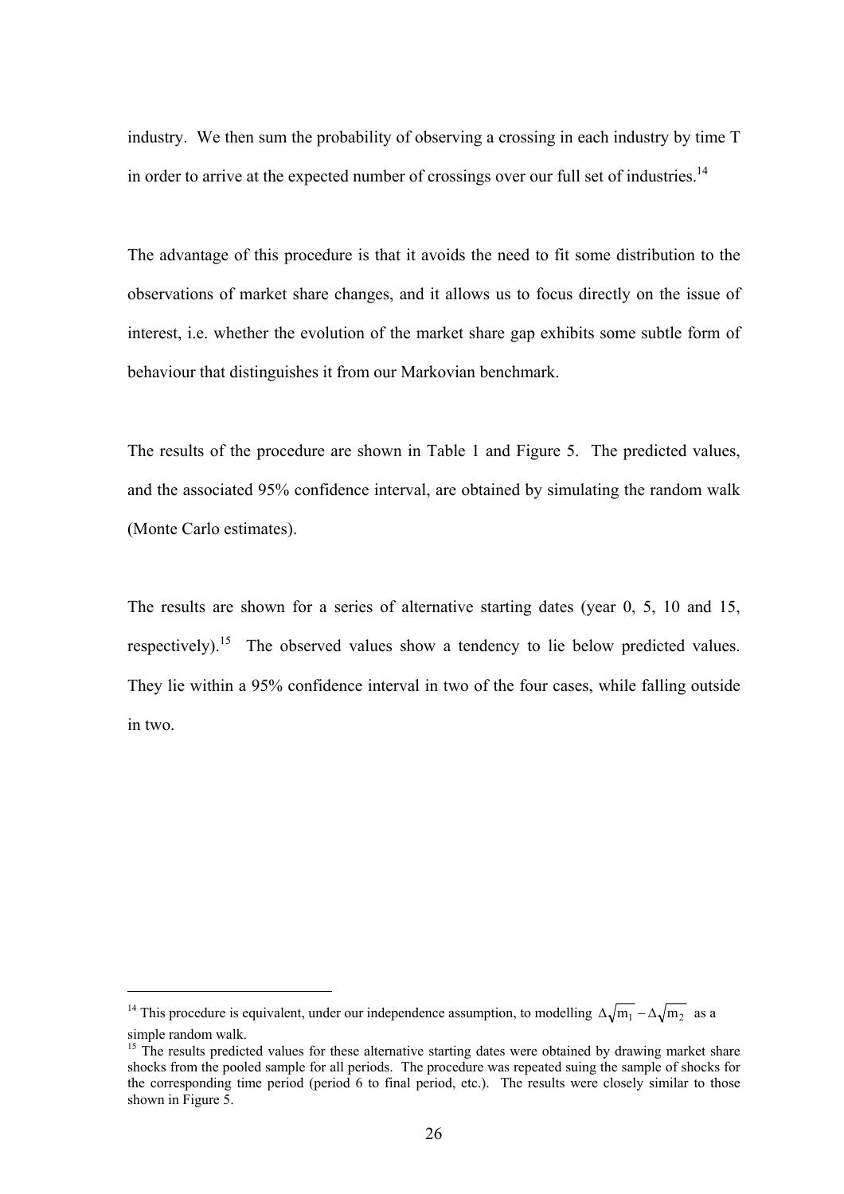industry. We then sum the probability of observing a crossing in each industry by time T in order to arrive at the expected number of crossings over our full set of industries.[14]

The advantage of this procedure is that it avoids the need to fit some distribution to the observations of market share changes, and it allows us to focus directly on the issue of interest, i.e. whether the evolution of the market share gap exhibits some subtle form of behaviour that distinguishes it from our Markovian benchmark.

The results of the procedure are shown in Table 1 and Figure 5. The predicted values, and the associated 95% confidence interval, are obtained by simulating the random walk (Monte Carlo estimates).

The results are shown for a series of alternative starting dates (year 0, 5, 10 and 15, respectively).[15] The observed values show a tendency to lie below predicted values. They lie within a 95% confidence interval in two of the four cases, while falling outside in two.

---

[14] This procedure is equivalent, under our independence assumption, to modelling $\Delta\sqrt{m_1} - \Delta\sqrt{m_2}$ as a simple random walk.

[15] The results predicted values for these alternative starting dates were obtained by drawing market share shocks from the pooled sample for all periods. The procedure was repeated suing the sample of shocks for the corresponding time period (period 6 to final period, etc.). The results were closely similar to those shown in Figure 5.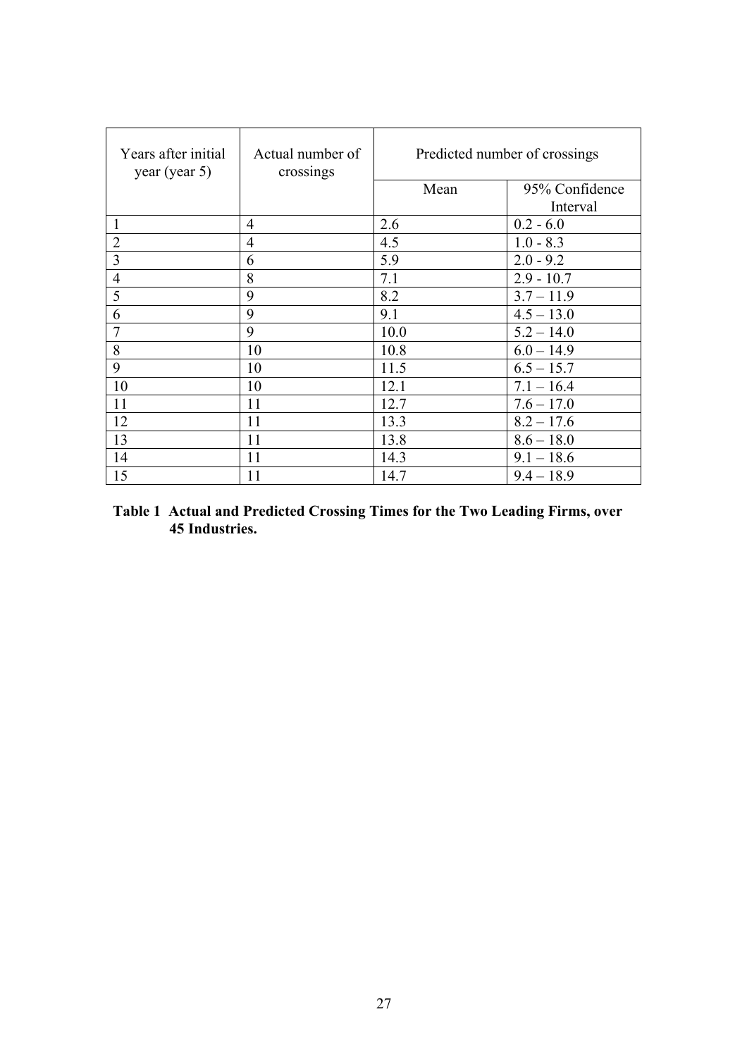| Years after initial year (year 5) | Actual number of crossings | Predicted number of crossings | |
|---|---|---|---|
| | | Mean | 95% Confidence Interval |
| 1 | 4 | 2.6 | 0.2 - 6.0 |
| 2 | 4 | 4.5 | 1.0 - 8.3 |
| 3 | 6 | 5.9 | 2.0 - 9.2 |
| 4 | 8 | 7.1 | 2.9 - 10.7 |
| 5 | 9 | 8.2 | 3.7 – 11.9 |
| 6 | 9 | 9.1 | 4.5 – 13.0 |
| 7 | 9 | 10.0 | 5.2 – 14.0 |
| 8 | 10 | 10.8 | 6.0 – 14.9 |
| 9 | 10 | 11.5 | 6.5 – 15.7 |
| 10 | 10 | 12.1 | 7.1 – 16.4 |
| 11 | 11 | 12.7 | 7.6 – 17.0 |
| 12 | 11 | 13.3 | 8.2 – 17.6 |
| 13 | 11 | 13.8 | 8.6 – 18.0 |
| 14 | 11 | 14.3 | 9.1 – 18.6 |
| 15 | 11 | 14.7 | 9.4 – 18.9 |

**Table 1 Actual and Predicted Crossing Times for the Two Leading Firms, over 45 Industries.**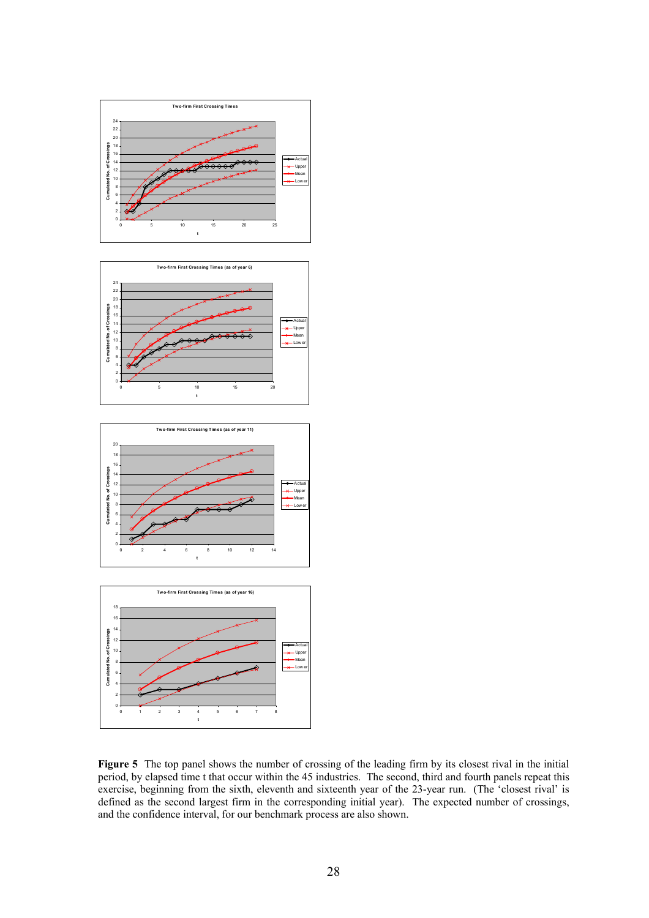**Figure 5** The top panel shows the number of crossing of the leading firm by its closest rival in the initial period, by elapsed time t that occur within the 45 industries. The second, third and fourth panels repeat this exercise, beginning from the sixth, eleventh and sixteenth year of the 23-year run. (The 'closest rival' is defined as the second largest firm in the corresponding initial year). The expected number of crossings, and the confidence interval, for our benchmark process are also shown.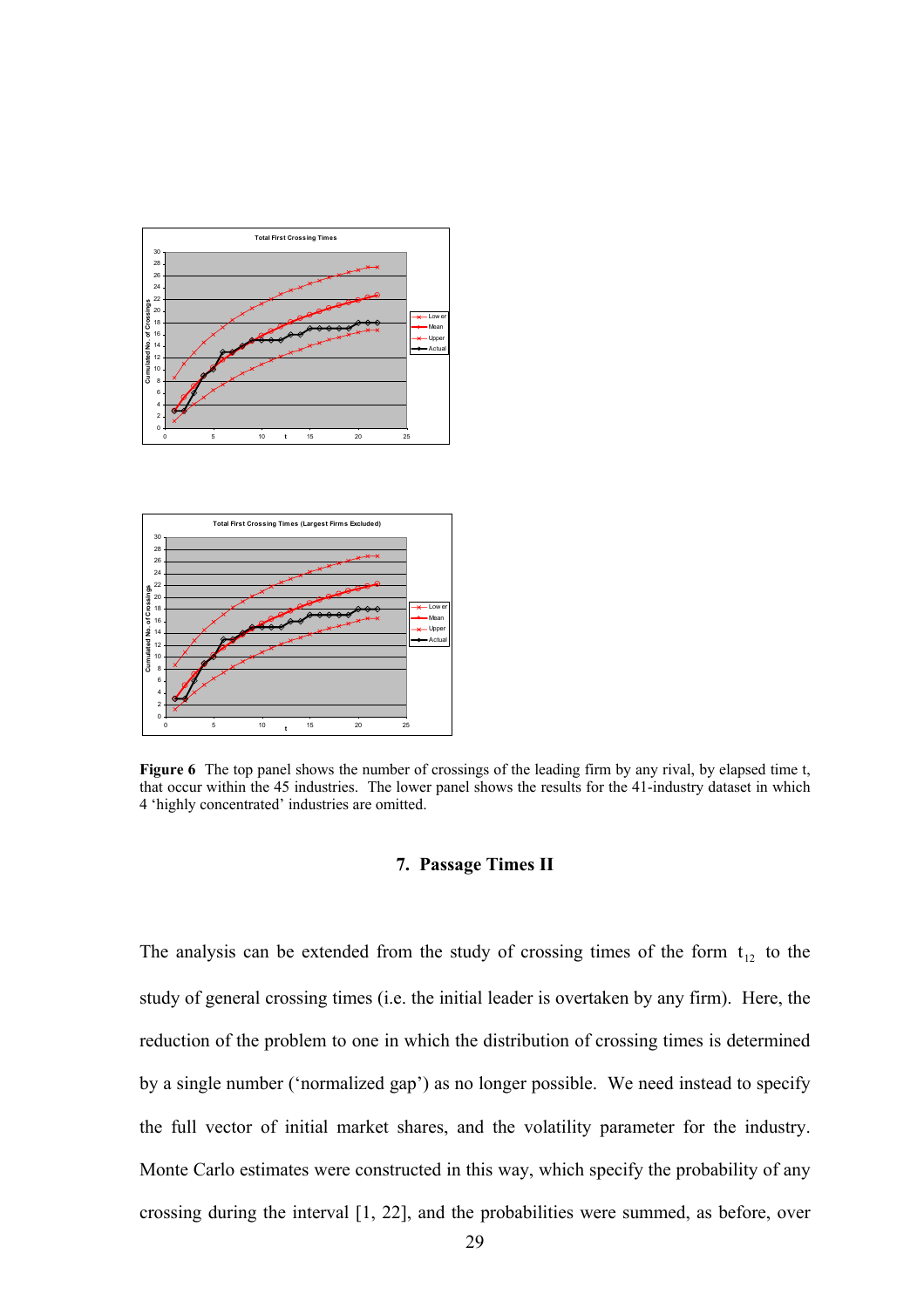**Figure 6** The top panel shows the number of crossings of the leading firm by any rival, by elapsed time t, that occur within the 45 industries. The lower panel shows the results for the 41-industry dataset in which 4 'highly concentrated' industries are omitted.

## 7. Passage Times II

The analysis can be extended from the study of crossing times of the form $t_{12}$ to the study of general crossing times (i.e. the initial leader is overtaken by any firm). Here, the reduction of the problem to one in which the distribution of crossing times is determined by a single number ('normalized gap') as no longer possible. We need instead to specify the full vector of initial market shares, and the volatility parameter for the industry. Monte Carlo estimates were constructed in this way, which specify the probability of any crossing during the interval [1, 22], and the probabilities were summed, as before, over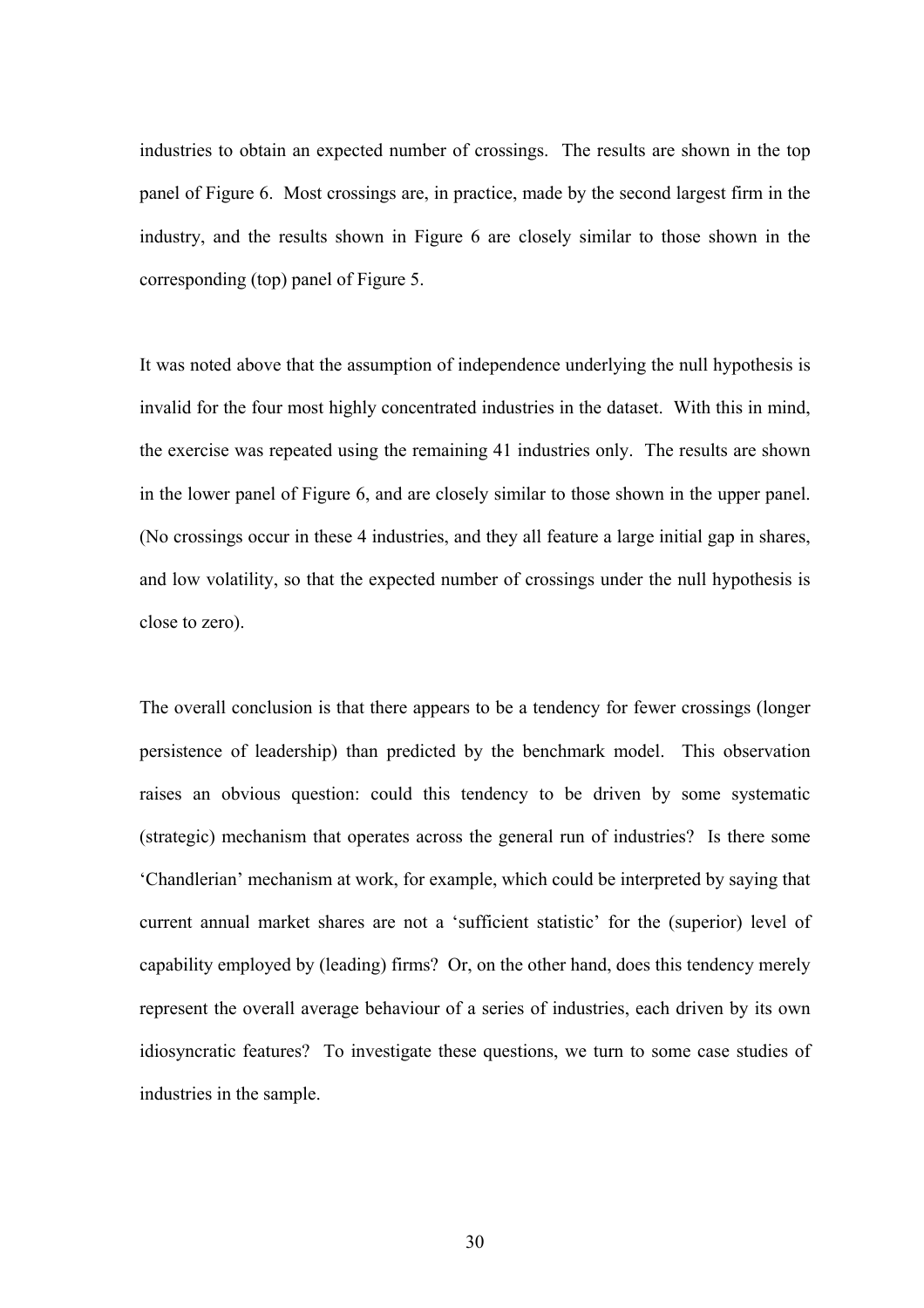industries to obtain an expected number of crossings. The results are shown in the top panel of Figure 6. Most crossings are, in practice, made by the second largest firm in the industry, and the results shown in Figure 6 are closely similar to those shown in the corresponding (top) panel of Figure 5.

It was noted above that the assumption of independence underlying the null hypothesis is invalid for the four most highly concentrated industries in the dataset. With this in mind, the exercise was repeated using the remaining 41 industries only. The results are shown in the lower panel of Figure 6, and are closely similar to those shown in the upper panel. (No crossings occur in these 4 industries, and they all feature a large initial gap in shares, and low volatility, so that the expected number of crossings under the null hypothesis is close to zero).

The overall conclusion is that there appears to be a tendency for fewer crossings (longer persistence of leadership) than predicted by the benchmark model. This observation raises an obvious question: could this tendency to be driven by some systematic (strategic) mechanism that operates across the general run of industries? Is there some 'Chandlerian' mechanism at work, for example, which could be interpreted by saying that current annual market shares are not a 'sufficient statistic' for the (superior) level of capability employed by (leading) firms? Or, on the other hand, does this tendency merely represent the overall average behaviour of a series of industries, each driven by its own idiosyncratic features? To investigate these questions, we turn to some case studies of industries in the sample.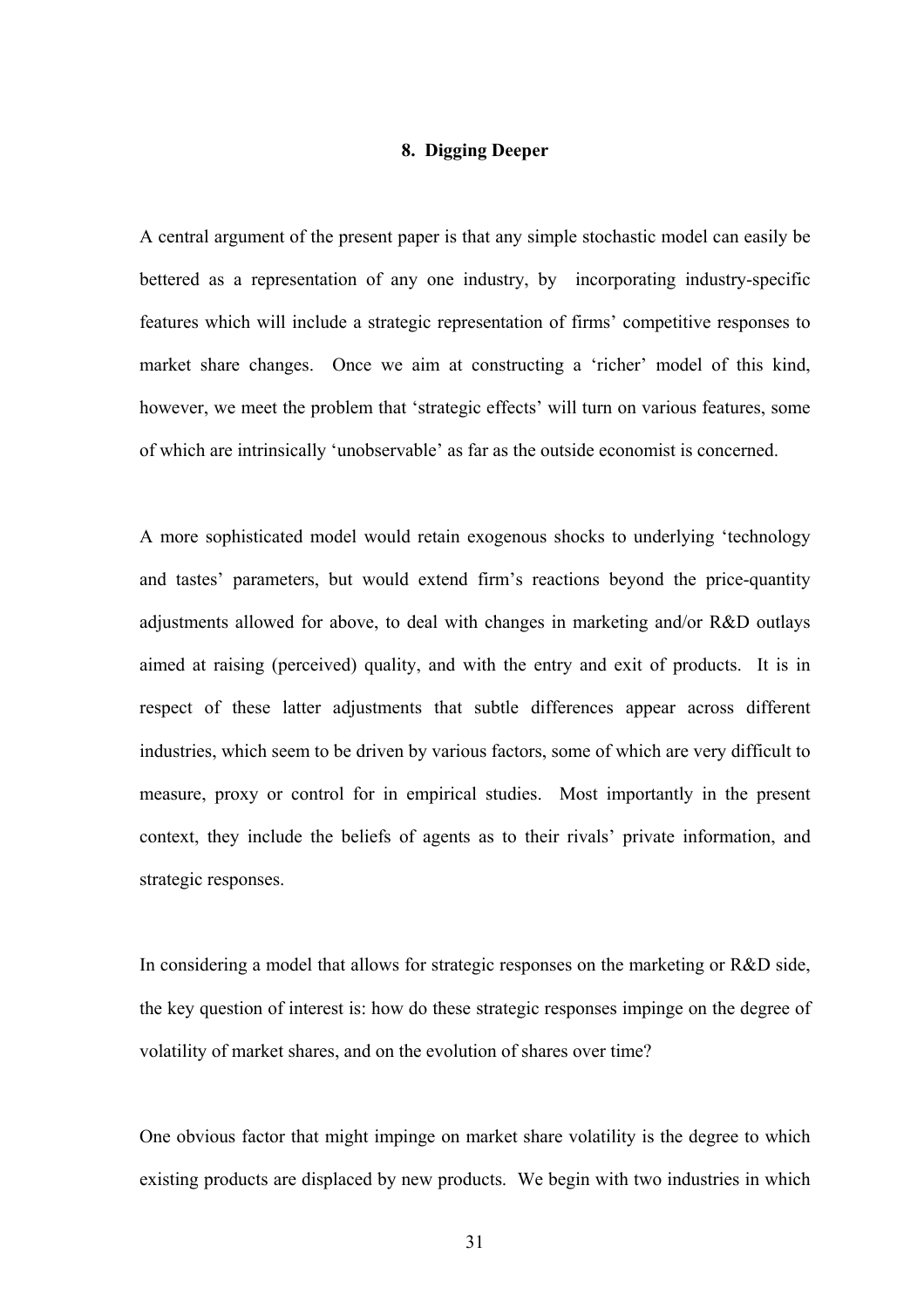## 8. Digging Deeper

A central argument of the present paper is that any simple stochastic model can easily be bettered as a representation of any one industry, by incorporating industry-specific features which will include a strategic representation of firms' competitive responses to market share changes. Once we aim at constructing a 'richer' model of this kind, however, we meet the problem that 'strategic effects' will turn on various features, some of which are intrinsically 'unobservable' as far as the outside economist is concerned.

A more sophisticated model would retain exogenous shocks to underlying 'technology and tastes' parameters, but would extend firm's reactions beyond the price-quantity adjustments allowed for above, to deal with changes in marketing and/or R&D outlays aimed at raising (perceived) quality, and with the entry and exit of products. It is in respect of these latter adjustments that subtle differences appear across different industries, which seem to be driven by various factors, some of which are very difficult to measure, proxy or control for in empirical studies. Most importantly in the present context, they include the beliefs of agents as to their rivals' private information, and strategic responses.

In considering a model that allows for strategic responses on the marketing or R&D side, the key question of interest is: how do these strategic responses impinge on the degree of volatility of market shares, and on the evolution of shares over time?

One obvious factor that might impinge on market share volatility is the degree to which existing products are displaced by new products. We begin with two industries in which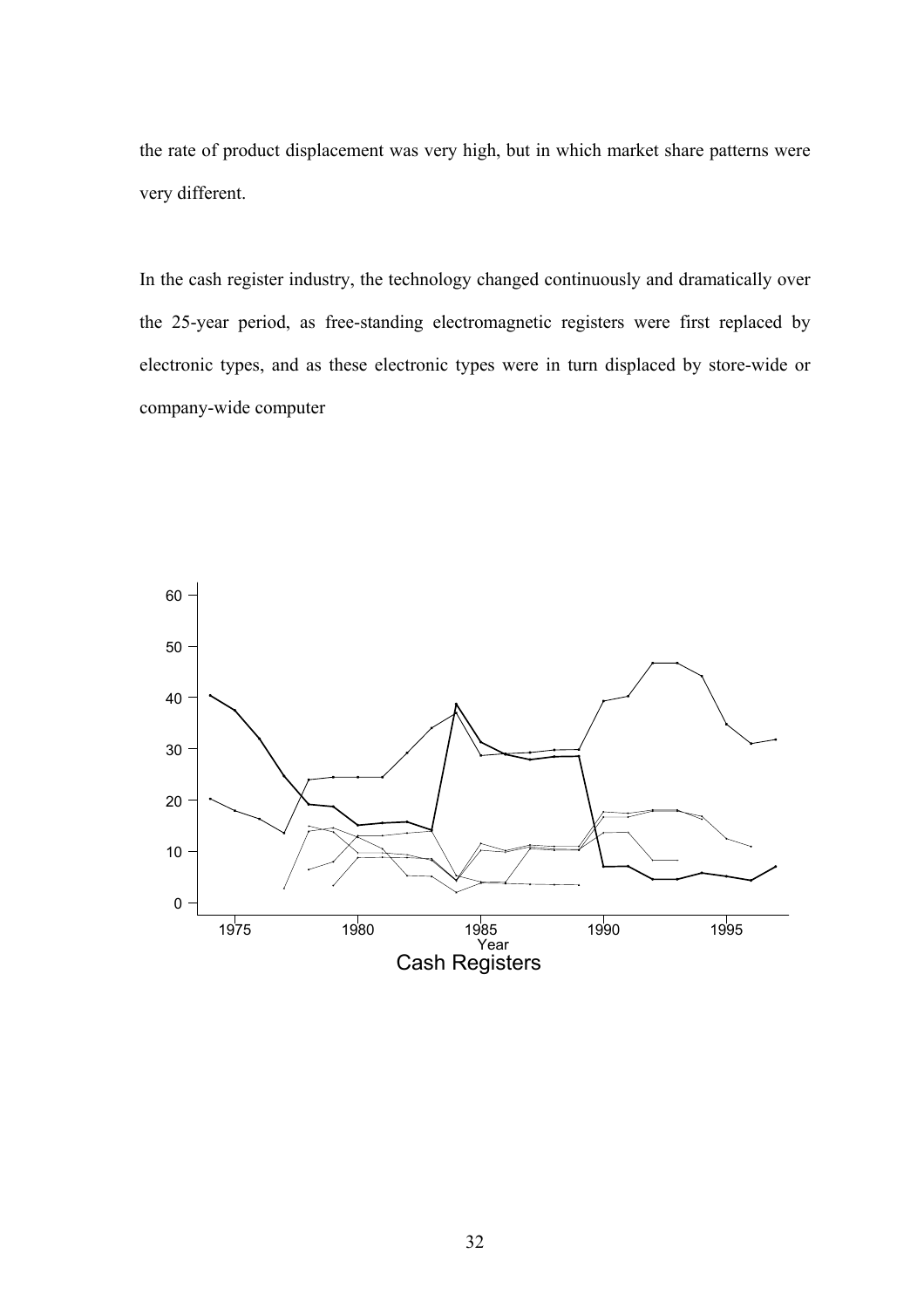the rate of product displacement was very high, but in which market share patterns were very different.

In the cash register industry, the technology changed continuously and dramatically over the 25-year period, as free-standing electromagnetic registers were first replaced by electronic types, and as these electronic types were in turn displaced by store-wide or company-wide computer

Cash Registers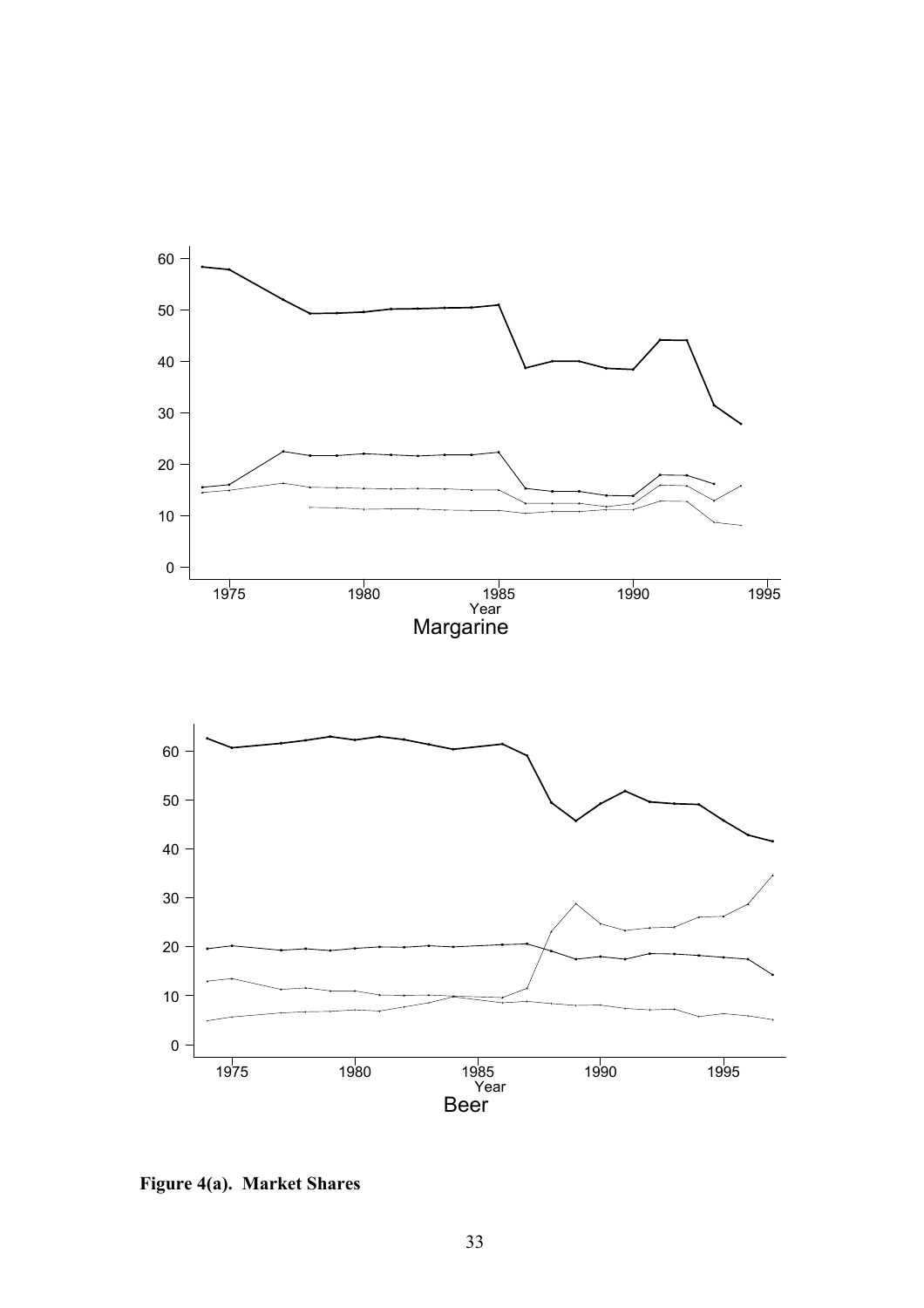**Figure 4(a). Market Shares**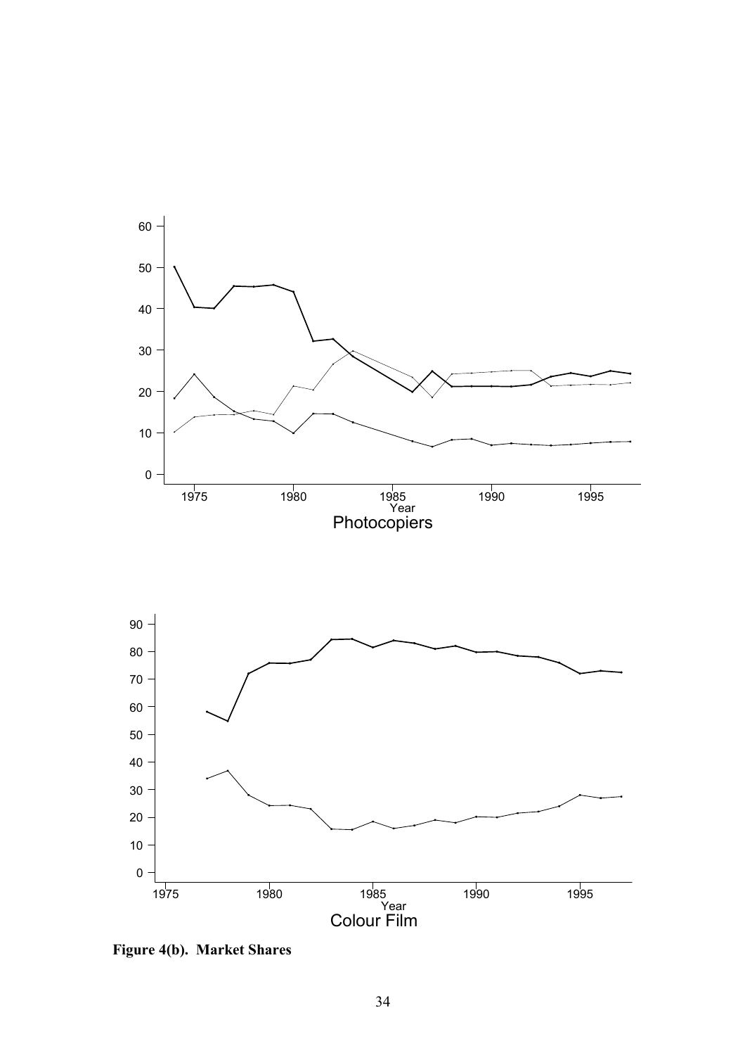Photocopiers

Colour Film

**Figure 4(b). Market Shares**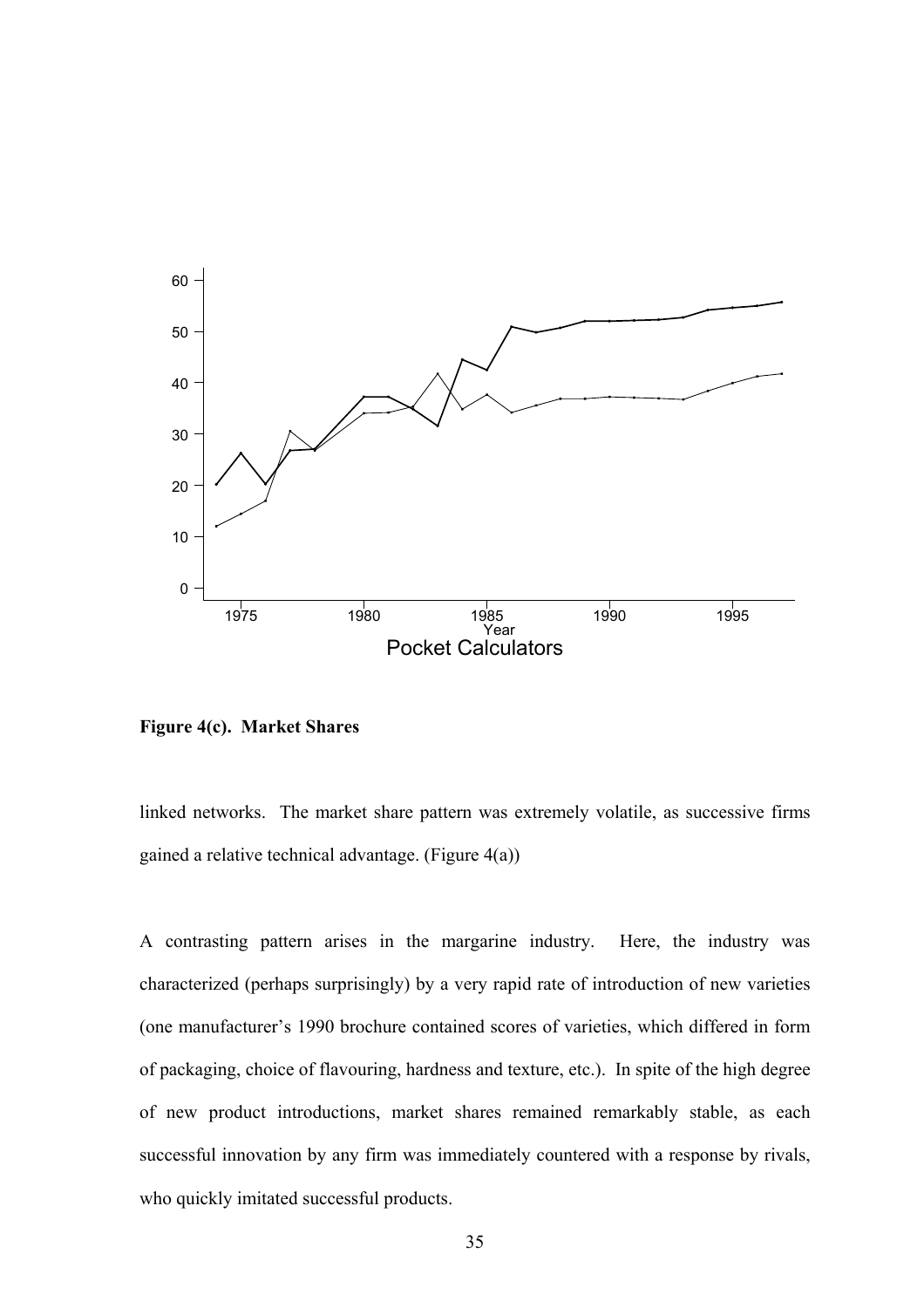**Figure 4(c). Market Shares**

linked networks. The market share pattern was extremely volatile, as successive firms gained a relative technical advantage. (Figure 4(a))

A contrasting pattern arises in the margarine industry. Here, the industry was characterized (perhaps surprisingly) by a very rapid rate of introduction of new varieties (one manufacturer's 1990 brochure contained scores of varieties, which differed in form of packaging, choice of flavouring, hardness and texture, etc.). In spite of the high degree of new product introductions, market shares remained remarkably stable, as each successful innovation by any firm was immediately countered with a response by rivals, who quickly imitated successful products.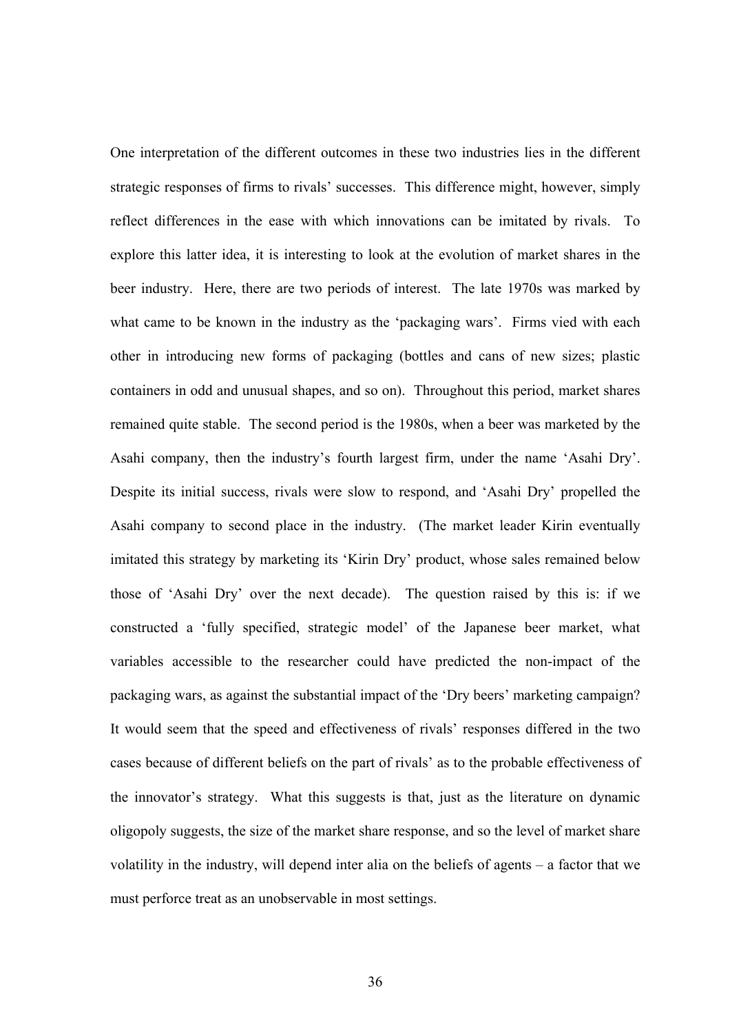One interpretation of the different outcomes in these two industries lies in the different strategic responses of firms to rivals' successes. This difference might, however, simply reflect differences in the ease with which innovations can be imitated by rivals. To explore this latter idea, it is interesting to look at the evolution of market shares in the beer industry. Here, there are two periods of interest. The late 1970s was marked by what came to be known in the industry as the 'packaging wars'. Firms vied with each other in introducing new forms of packaging (bottles and cans of new sizes; plastic containers in odd and unusual shapes, and so on). Throughout this period, market shares remained quite stable. The second period is the 1980s, when a beer was marketed by the Asahi company, then the industry's fourth largest firm, under the name 'Asahi Dry'. Despite its initial success, rivals were slow to respond, and 'Asahi Dry' propelled the Asahi company to second place in the industry. (The market leader Kirin eventually imitated this strategy by marketing its 'Kirin Dry' product, whose sales remained below those of 'Asahi Dry' over the next decade). The question raised by this is: if we constructed a 'fully specified, strategic model' of the Japanese beer market, what variables accessible to the researcher could have predicted the non-impact of the packaging wars, as against the substantial impact of the 'Dry beers' marketing campaign? It would seem that the speed and effectiveness of rivals' responses differed in the two cases because of different beliefs on the part of rivals' as to the probable effectiveness of the innovator's strategy. What this suggests is that, just as the literature on dynamic oligopoly suggests, the size of the market share response, and so the level of market share volatility in the industry, will depend inter alia on the beliefs of agents – a factor that we must perforce treat as an unobservable in most settings.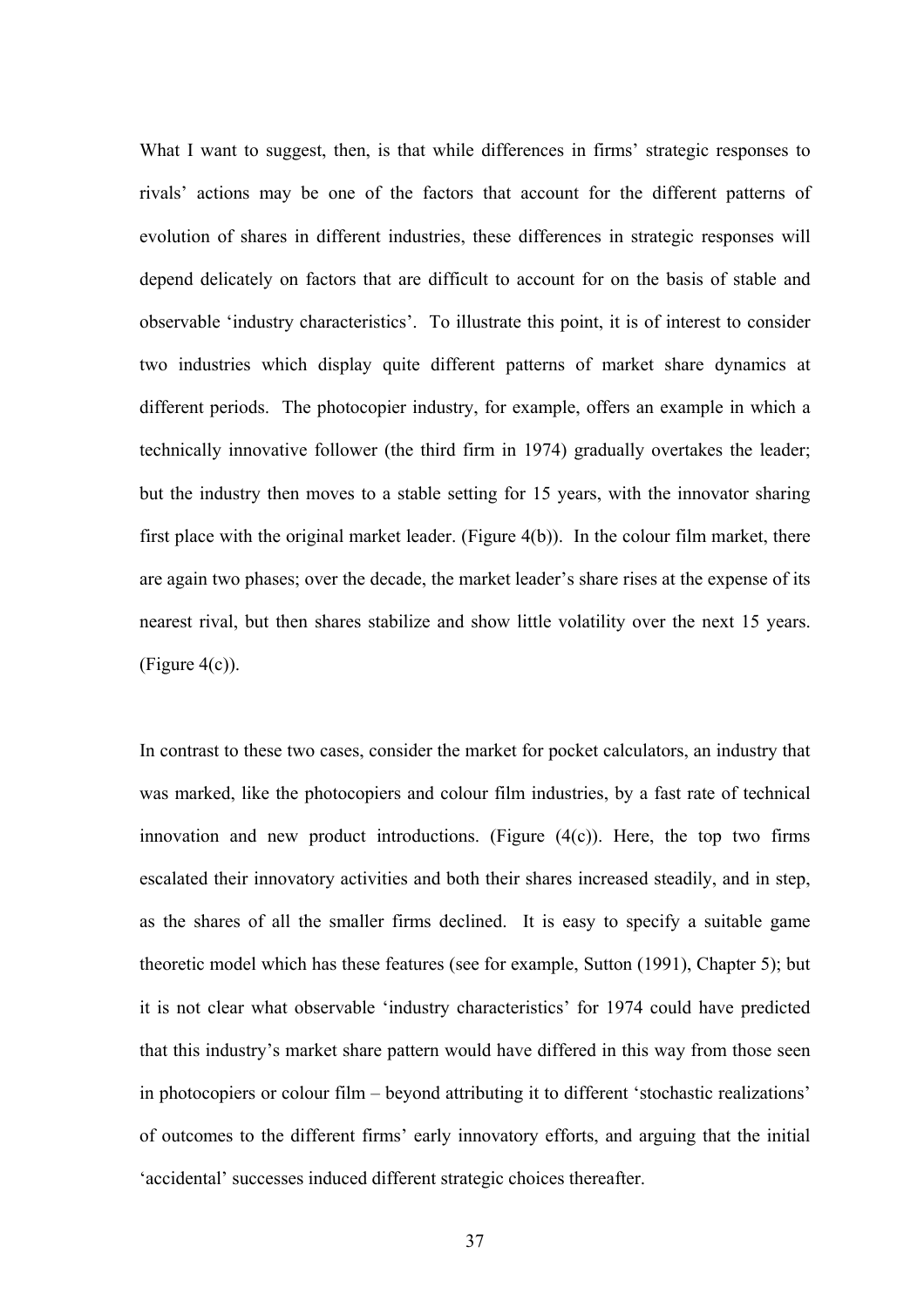What I want to suggest, then, is that while differences in firms' strategic responses to rivals' actions may be one of the factors that account for the different patterns of evolution of shares in different industries, these differences in strategic responses will depend delicately on factors that are difficult to account for on the basis of stable and observable 'industry characteristics'. To illustrate this point, it is of interest to consider two industries which display quite different patterns of market share dynamics at different periods. The photocopier industry, for example, offers an example in which a technically innovative follower (the third firm in 1974) gradually overtakes the leader; but the industry then moves to a stable setting for 15 years, with the innovator sharing first place with the original market leader. (Figure 4(b)). In the colour film market, there are again two phases; over the decade, the market leader's share rises at the expense of its nearest rival, but then shares stabilize and show little volatility over the next 15 years. (Figure 4(c)).

In contrast to these two cases, consider the market for pocket calculators, an industry that was marked, like the photocopiers and colour film industries, by a fast rate of technical innovation and new product introductions. (Figure (4(c)). Here, the top two firms escalated their innovatory activities and both their shares increased steadily, and in step, as the shares of all the smaller firms declined. It is easy to specify a suitable game theoretic model which has these features (see for example, Sutton (1991), Chapter 5); but it is not clear what observable 'industry characteristics' for 1974 could have predicted that this industry's market share pattern would have differed in this way from those seen in photocopiers or colour film – beyond attributing it to different 'stochastic realizations' of outcomes to the different firms' early innovatory efforts, and arguing that the initial 'accidental' successes induced different strategic choices thereafter.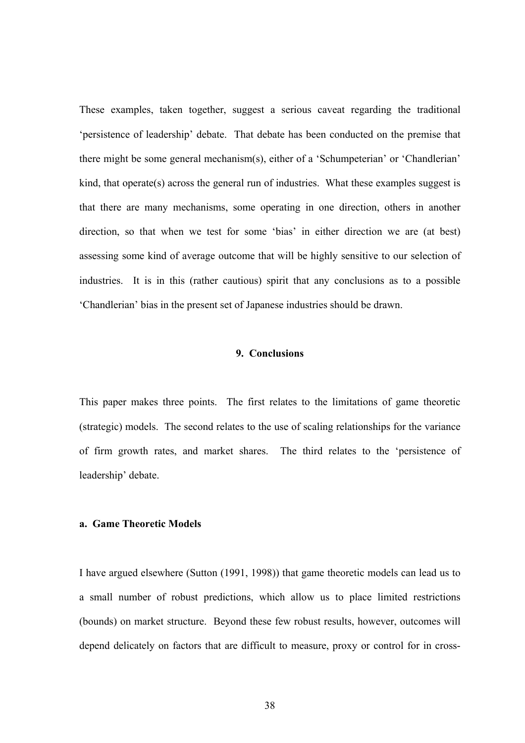These examples, taken together, suggest a serious caveat regarding the traditional 'persistence of leadership' debate. That debate has been conducted on the premise that there might be some general mechanism(s), either of a 'Schumpeterian' or 'Chandlerian' kind, that operate(s) across the general run of industries. What these examples suggest is that there are many mechanisms, some operating in one direction, others in another direction, so that when we test for some 'bias' in either direction we are (at best) assessing some kind of average outcome that will be highly sensitive to our selection of industries. It is in this (rather cautious) spirit that any conclusions as to a possible 'Chandlerian' bias in the present set of Japanese industries should be drawn.

## 9. Conclusions

This paper makes three points. The first relates to the limitations of game theoretic (strategic) models. The second relates to the use of scaling relationships for the variance of firm growth rates, and market shares. The third relates to the 'persistence of leadership' debate.

### a. Game Theoretic Models

I have argued elsewhere (Sutton (1991, 1998)) that game theoretic models can lead us to a small number of robust predictions, which allow us to place limited restrictions (bounds) on market structure. Beyond these few robust results, however, outcomes will depend delicately on factors that are difficult to measure, proxy or control for in cross-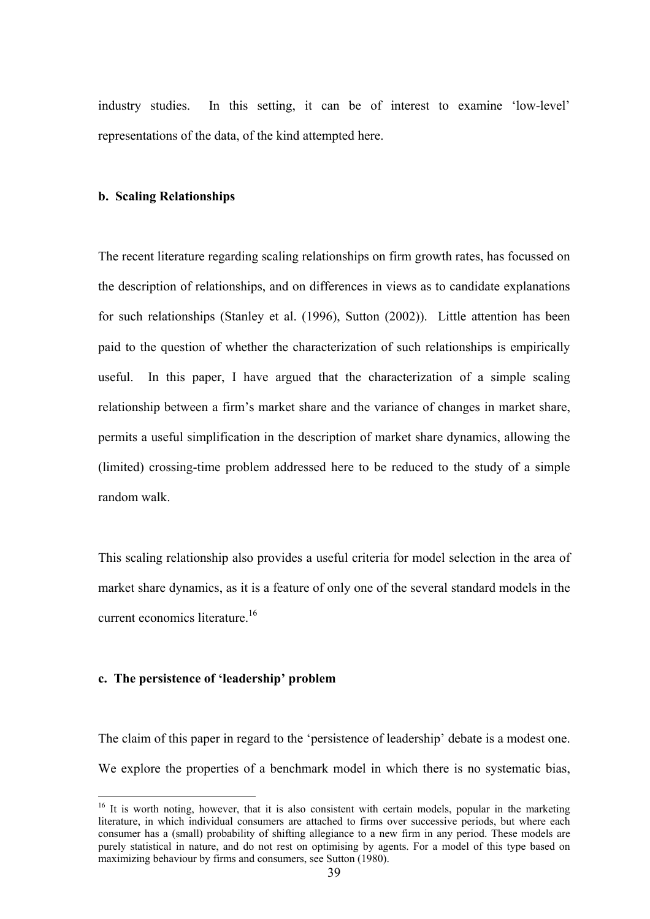industry studies. In this setting, it can be of interest to examine 'low-level' representations of the data, of the kind attempted here.

**b. Scaling Relationships**

The recent literature regarding scaling relationships on firm growth rates, has focussed on the description of relationships, and on differences in views as to candidate explanations for such relationships (Stanley et al. (1996), Sutton (2002)). Little attention has been paid to the question of whether the characterization of such relationships is empirically useful. In this paper, I have argued that the characterization of a simple scaling relationship between a firm's market share and the variance of changes in market share, permits a useful simplification in the description of market share dynamics, allowing the (limited) crossing-time problem addressed here to be reduced to the study of a simple random walk.

This scaling relationship also provides a useful criteria for model selection in the area of market share dynamics, as it is a feature of only one of the several standard models in the current economics literature.[16]

**c. The persistence of 'leadership' problem**

The claim of this paper in regard to the 'persistence of leadership' debate is a modest one. We explore the properties of a benchmark model in which there is no systematic bias,

[16] It is worth noting, however, that it is also consistent with certain models, popular in the marketing literature, in which individual consumers are attached to firms over successive periods, but where each consumer has a (small) probability of shifting allegiance to a new firm in any period. These models are purely statistical in nature, and do not rest on optimising by agents. For a model of this type based on maximizing behaviour by firms and consumers, see Sutton (1980).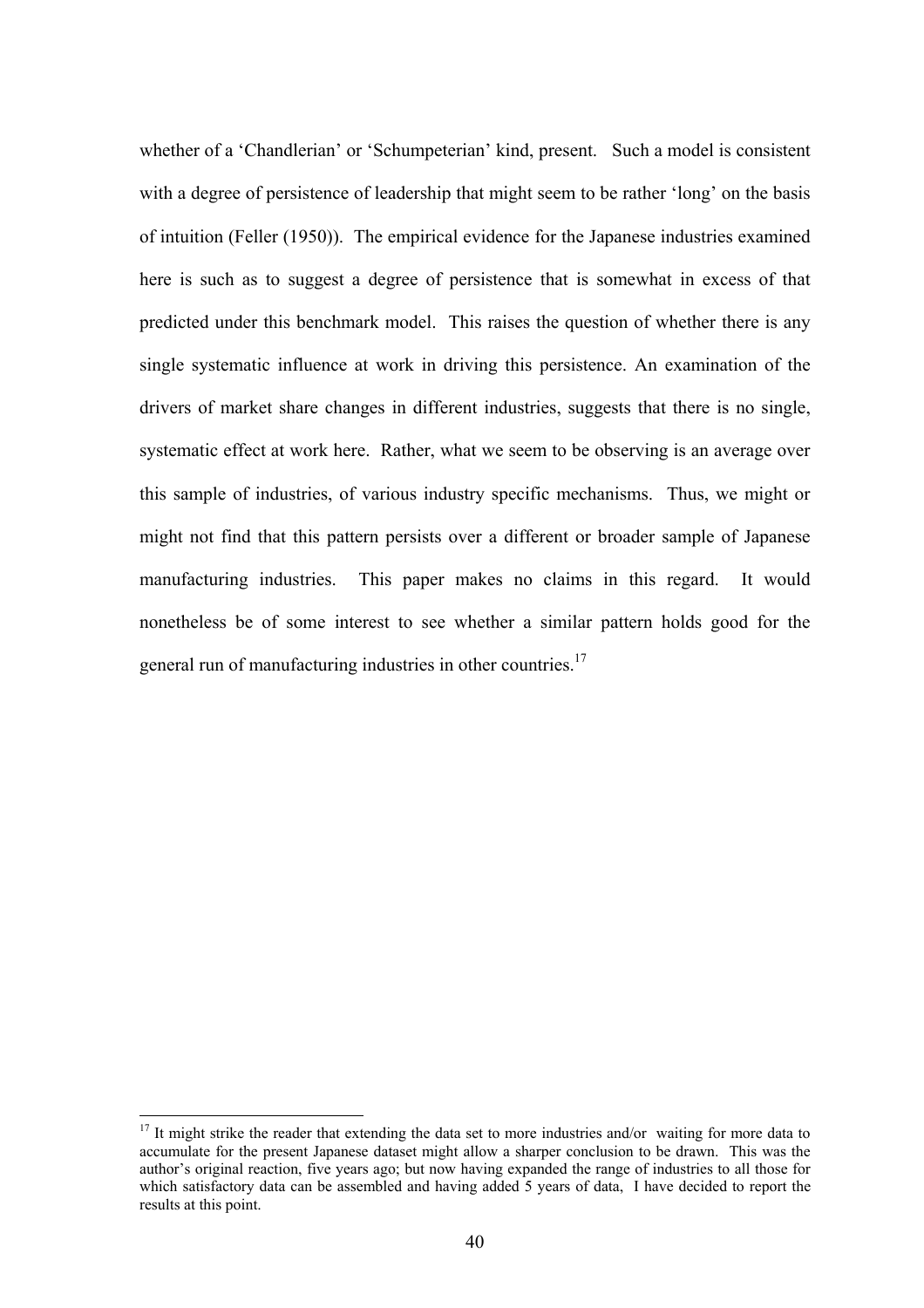whether of a 'Chandlerian' or 'Schumpeterian' kind, present. Such a model is consistent with a degree of persistence of leadership that might seem to be rather 'long' on the basis of intuition (Feller (1950)). The empirical evidence for the Japanese industries examined here is such as to suggest a degree of persistence that is somewhat in excess of that predicted under this benchmark model. This raises the question of whether there is any single systematic influence at work in driving this persistence. An examination of the drivers of market share changes in different industries, suggests that there is no single, systematic effect at work here. Rather, what we seem to be observing is an average over this sample of industries, of various industry specific mechanisms. Thus, we might or might not find that this pattern persists over a different or broader sample of Japanese manufacturing industries. This paper makes no claims in this regard. It would nonetheless be of some interest to see whether a similar pattern holds good for the general run of manufacturing industries in other countries.[17]

---

[17] It might strike the reader that extending the data set to more industries and/or waiting for more data to accumulate for the present Japanese dataset might allow a sharper conclusion to be drawn. This was the author's original reaction, five years ago; but now having expanded the range of industries to all those for which satisfactory data can be assembled and having added 5 years of data, I have decided to report the results at this point.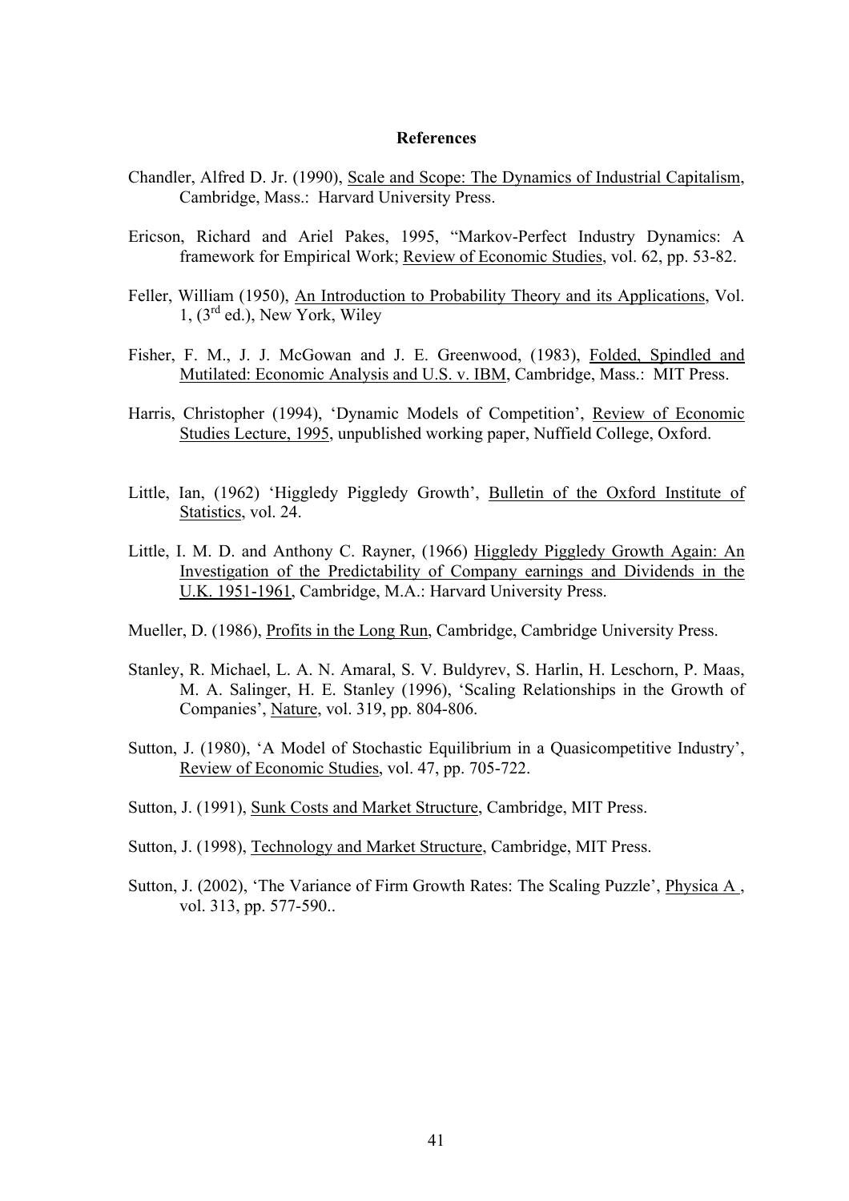**References**

Chandler, Alfred D. Jr. (1990), Scale and Scope: The Dynamics of Industrial Capitalism, Cambridge, Mass.: Harvard University Press.

Ericson, Richard and Ariel Pakes, 1995, "Markov-Perfect Industry Dynamics: A framework for Empirical Work; Review of Economic Studies, vol. 62, pp. 53-82.

Feller, William (1950), An Introduction to Probability Theory and its Applications, Vol. 1, (3rd ed.), New York, Wiley

Fisher, F. M., J. J. McGowan and J. E. Greenwood, (1983), Folded, Spindled and Mutilated: Economic Analysis and U.S. v. IBM, Cambridge, Mass.: MIT Press.

Harris, Christopher (1994), 'Dynamic Models of Competition', Review of Economic Studies Lecture, 1995, unpublished working paper, Nuffield College, Oxford.

Little, Ian, (1962) 'Higgledy Piggledy Growth', Bulletin of the Oxford Institute of Statistics, vol. 24.

Little, I. M. D. and Anthony C. Rayner, (1966) Higgledy Piggledy Growth Again: An Investigation of the Predictability of Company earnings and Dividends in the U.K. 1951-1961, Cambridge, M.A.: Harvard University Press.

Mueller, D. (1986), Profits in the Long Run, Cambridge, Cambridge University Press.

Stanley, R. Michael, L. A. N. Amaral, S. V. Buldyrev, S. Harlin, H. Leschorn, P. Maas, M. A. Salinger, H. E. Stanley (1996), 'Scaling Relationships in the Growth of Companies', Nature, vol. 319, pp. 804-806.

Sutton, J. (1980), 'A Model of Stochastic Equilibrium in a Quasicompetitive Industry', Review of Economic Studies, vol. 47, pp. 705-722.

Sutton, J. (1991), Sunk Costs and Market Structure, Cambridge, MIT Press.

Sutton, J. (1998), Technology and Market Structure, Cambridge, MIT Press.

Sutton, J. (2002), 'The Variance of Firm Growth Rates: The Scaling Puzzle', Physica A , vol. 313, pp. 577-590..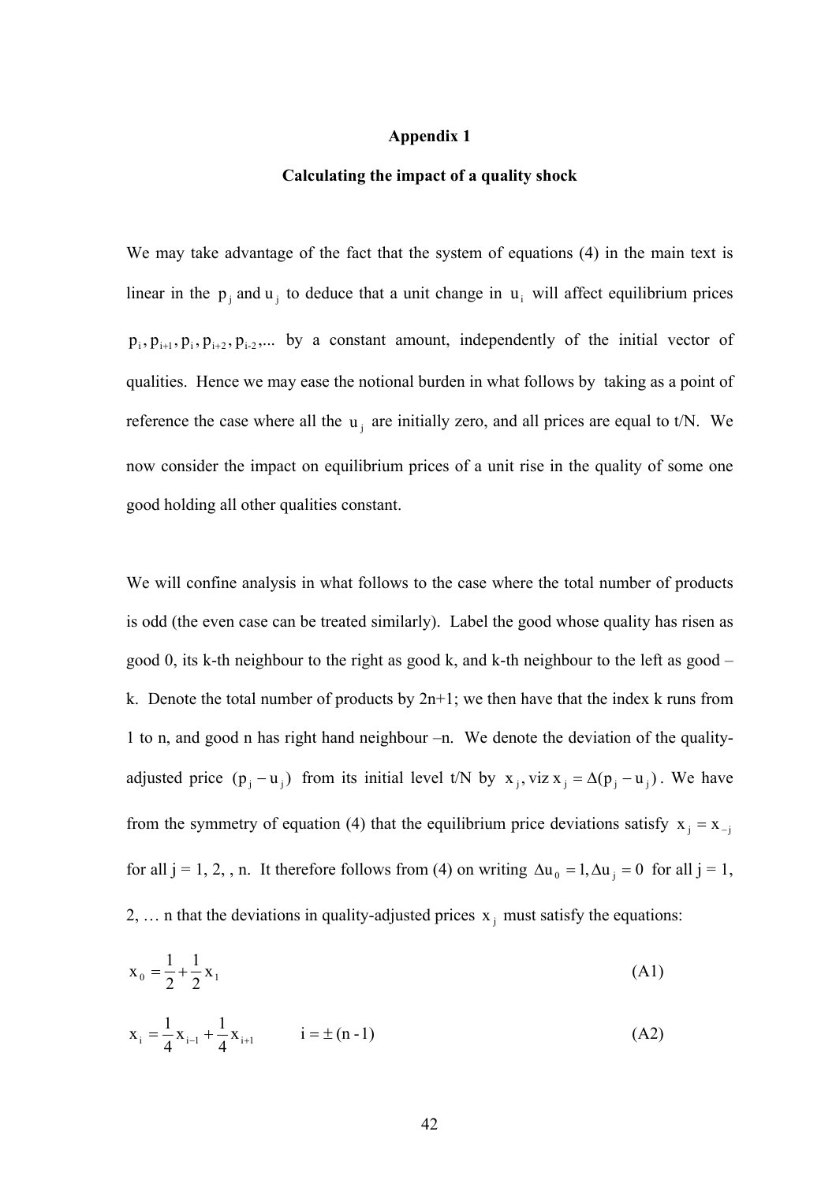# Appendix 1

## Calculating the impact of a quality shock

We may take advantage of the fact that the system of equations (4) in the main text is linear in the $p_j$ and $u_j$ to deduce that a unit change in $u_i$ will affect equilibrium prices $p_i, p_{i+1}, p_i, p_{i+2}, p_{i-2},...$ by a constant amount, independently of the initial vector of qualities. Hence we may ease the notional burden in what follows by taking as a point of reference the case where all the $u_j$ are initially zero, and all prices are equal to t/N. We now consider the impact on equilibrium prices of a unit rise in the quality of some one good holding all other qualities constant.

We will confine analysis in what follows to the case where the total number of products is odd (the even case can be treated similarly). Label the good whose quality has risen as good 0, its k-th neighbour to the right as good k, and k-th neighbour to the left as good –k. Denote the total number of products by 2n+1; we then have that the index k runs from 1 to n, and good n has right hand neighbour –n. We denote the deviation of the quality-adjusted price $(p_j - u_j)$ from its initial level t/N by $x_j$, viz $x_j = \Delta(p_j - u_j)$. We have from the symmetry of equation (4) that the equilibrium price deviations satisfy $x_j = x_{-j}$ for all j = 1, 2, , n. It therefore follows from (4) on writing $\Delta u_0 = 1, \Delta u_j = 0$ for all j = 1, 2, … n that the deviations in quality-adjusted prices $x_j$ must satisfy the equations:

$$x_0 = \frac{1}{2} + \frac{1}{2}x_1 \tag{A1}$$

$$x_i = \frac{1}{4}x_{i-1} + \frac{1}{4}x_{i+1} \qquad i = \pm(n-1) \tag{A2}$$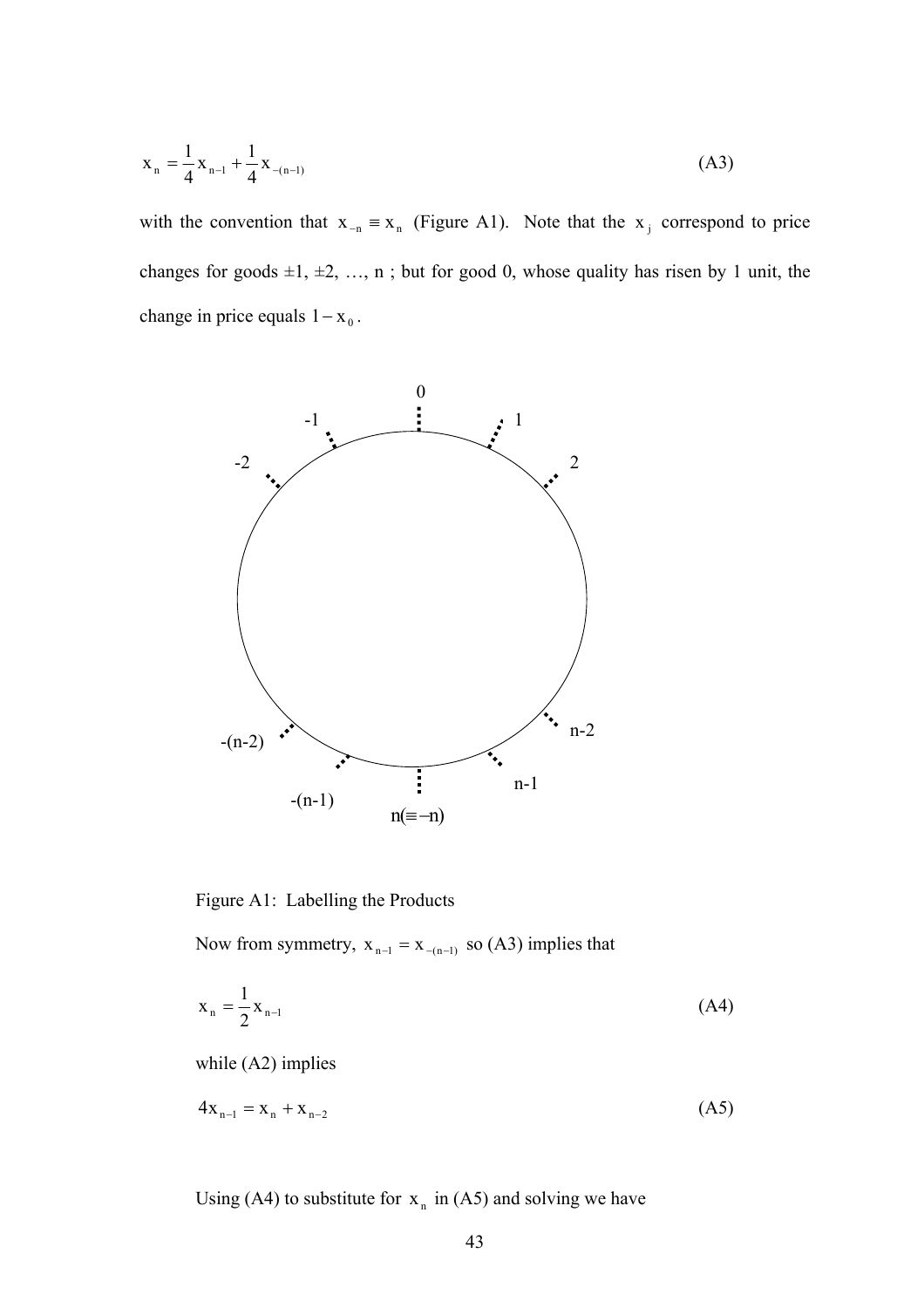$$x_n = \frac{1}{4}x_{n-1} + \frac{1}{4}x_{-(n-1)} \tag{A3}$$

with the convention that $x_{-n} \equiv x_n$ (Figure A1). Note that the $x_j$ correspond to price changes for goods ±1, ±2, …, n ; but for good 0, whose quality has risen by 1 unit, the change in price equals $1 - x_0$.

Figure A1: Labelling the Products

Now from symmetry, $x_{n-1} = x_{-(n-1)}$ so (A3) implies that

$$x_n = \frac{1}{2}x_{n-1} \tag{A4}$$

while (A2) implies

$$4x_{n-1} = x_n + x_{n-2} \tag{A5}$$

Using (A4) to substitute for $x_n$ in (A5) and solving we have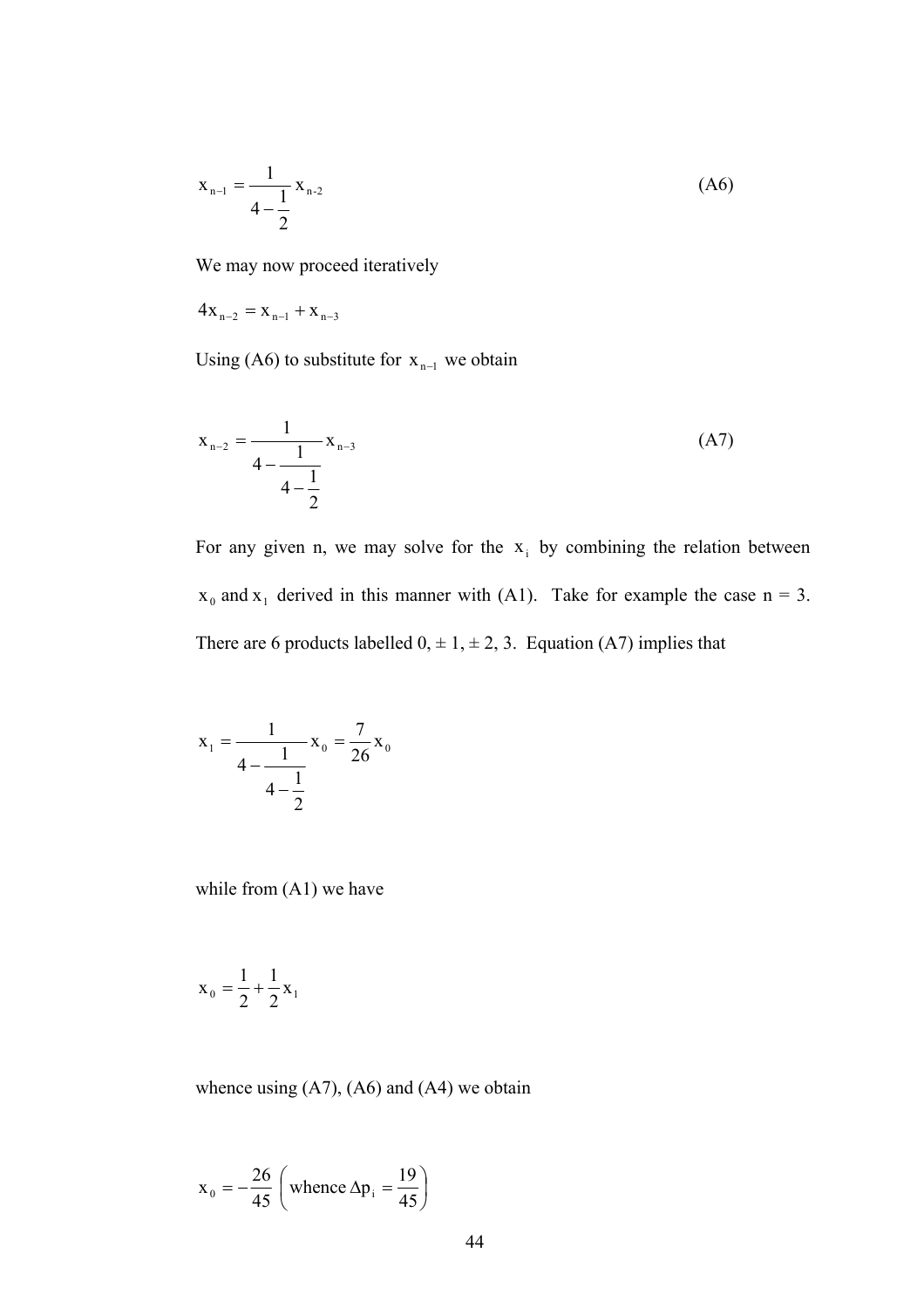$$x_{n-1} = \frac{1}{4 - \frac{1}{2}} x_{n\text{-}2} \qquad \text{(A6)}$$

We may now proceed iteratively

$4x_{n-2} = x_{n-1} + x_{n-3}$

Using (A6) to substitute for $x_{n-1}$ we obtain

$$x_{n-2} = \frac{1}{4 - \frac{1}{4 - \frac{1}{2}}} x_{n-3} \qquad \text{(A7)}$$

For any given n, we may solve for the $x_i$ by combining the relation between $x_0$ and $x_1$ derived in this manner with (A1). Take for example the case n = 3. There are 6 products labelled 0, ± 1, ± 2, 3. Equation (A7) implies that

$$x_1 = \frac{1}{4 - \frac{1}{4 - \frac{1}{2}}} x_0 = \frac{7}{26} x_0$$

while from (A1) we have

$$x_0 = \frac{1}{2} + \frac{1}{2} x_1$$

whence using (A7), (A6) and (A4) we obtain

$$x_0 = -\frac{26}{45} \left( \text{whence } \Delta p_i = \frac{19}{45} \right)$$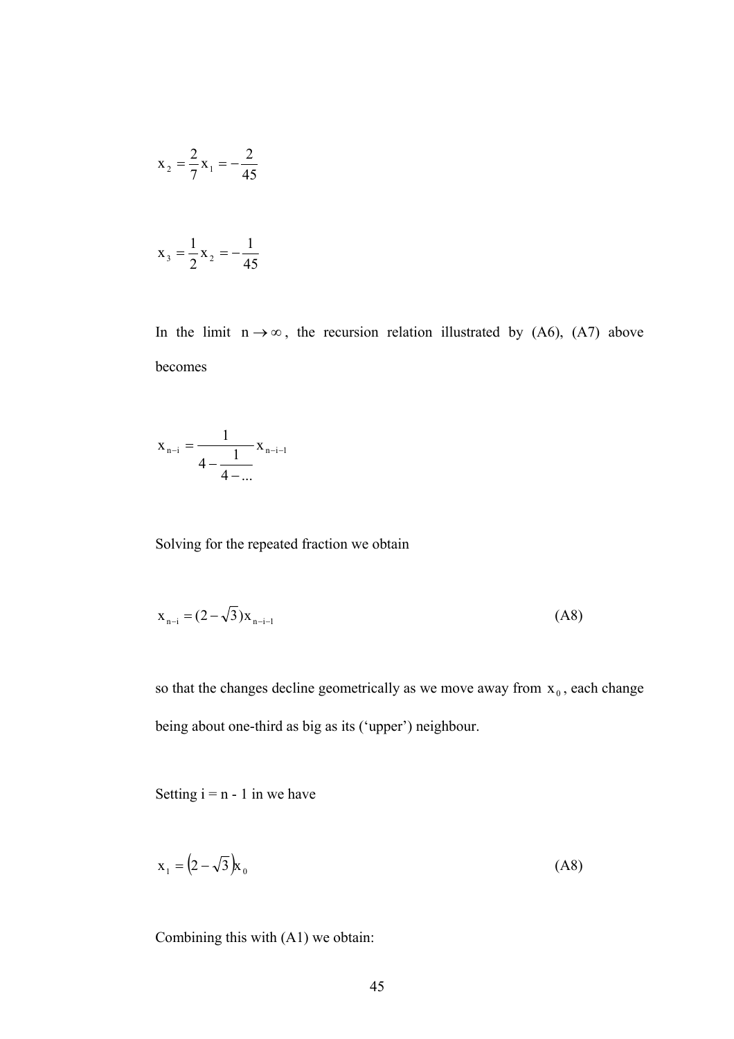$$x_2 = \frac{2}{7} x_1 = -\frac{2}{45}$$

$$x_3 = \frac{1}{2} x_2 = -\frac{1}{45}$$

In the limit $n \to \infty$, the recursion relation illustrated by (A6), (A7) above becomes

$$x_{n-i} = \frac{1}{4 - \frac{1}{4 - ...}} x_{n-i-1}$$

Solving for the repeated fraction we obtain

$$x_{n-i} = (2 - \sqrt{3}) x_{n-i-1} \tag{A8}$$

so that the changes decline geometrically as we move away from $x_0$, each change being about one-third as big as its ('upper') neighbour.

Setting i = n - 1 in we have

$$x_1 = \left(2 - \sqrt{3}\right) x_0 \tag{A8}$$

Combining this with (A1) we obtain: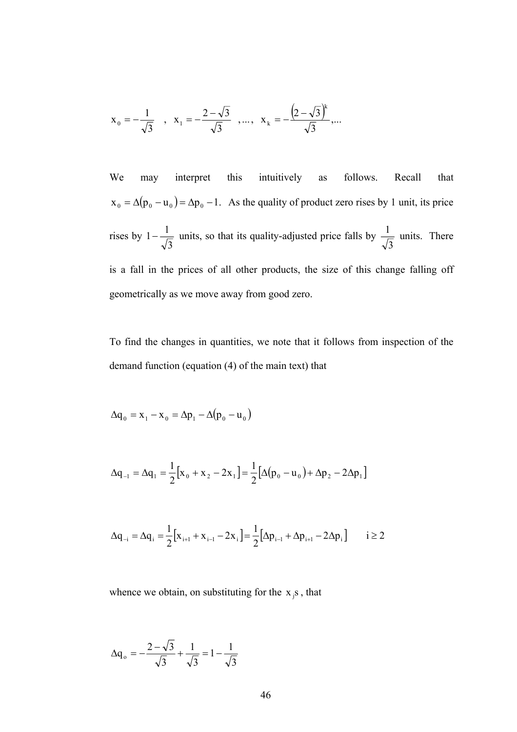$$x_0 = -\frac{1}{\sqrt{3}} \quad , \quad x_1 = -\frac{2-\sqrt{3}}{\sqrt{3}} \quad ,..., \quad x_k = -\frac{\left(2-\sqrt{3}\right)^k}{\sqrt{3}} ,...$$

We may interpret this intuitively as follows. Recall that $x_0 = \Delta(p_0 - u_0) = \Delta p_0 - 1$. As the quality of product zero rises by 1 unit, its price rises by $1 - \frac{1}{\sqrt{3}}$ units, so that its quality-adjusted price falls by $\frac{1}{\sqrt{3}}$ units. There is a fall in the prices of all other products, the size of this change falling off geometrically as we move away from good zero.

To find the changes in quantities, we note that it follows from inspection of the demand function (equation (4) of the main text) that

$$\Delta q_0 = x_1 - x_0 = \Delta p_1 - \Delta(p_0 - u_0)$$

$$\Delta q_{-1} = \Delta q_1 = \frac{1}{2}\left[x_0 + x_2 - 2x_1\right] = \frac{1}{2}\left[\Delta(p_0 - u_0) + \Delta p_2 - 2\Delta p_1\right]$$

$$\Delta q_{-i} = \Delta q_i = \frac{1}{2}\left[x_{i+1} + x_{i-1} - 2x_i\right] = \frac{1}{2}\left[\Delta p_{i-1} + \Delta p_{i+1} - 2\Delta p_i\right] \qquad i \geq 2$$

whence we obtain, on substituting for the $x_j$s, that

$$\Delta q_o = -\frac{2-\sqrt{3}}{\sqrt{3}} + \frac{1}{\sqrt{3}} = 1 - \frac{1}{\sqrt{3}}$$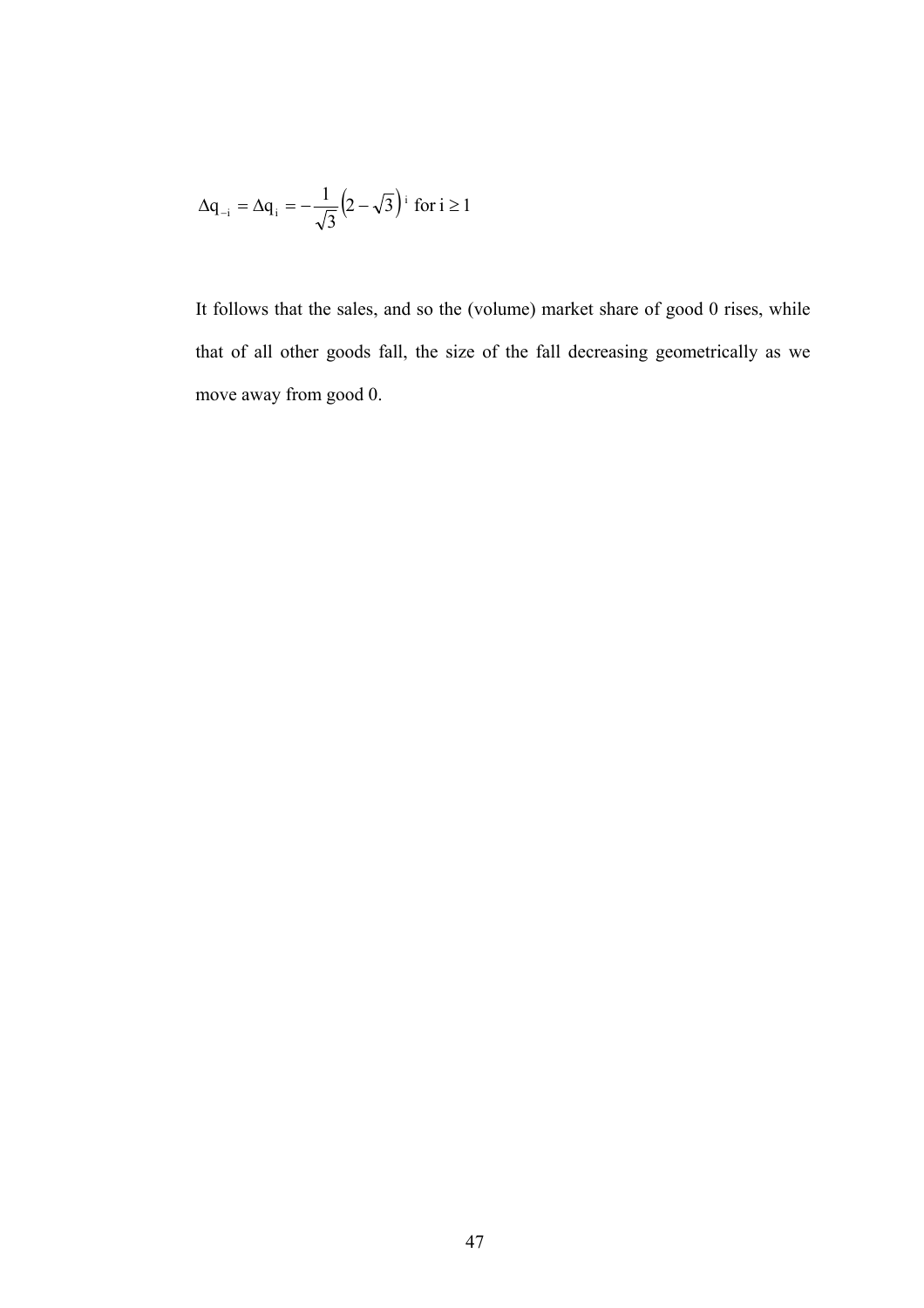$$\Delta q_{-i} = \Delta q_i = -\frac{1}{\sqrt{3}}\left(2-\sqrt{3}\right)^i \text{ for } i \geq 1$$

It follows that the sales, and so the (volume) market share of good 0 rises, while that of all other goods fall, the size of the fall decreasing geometrically as we move away from good 0.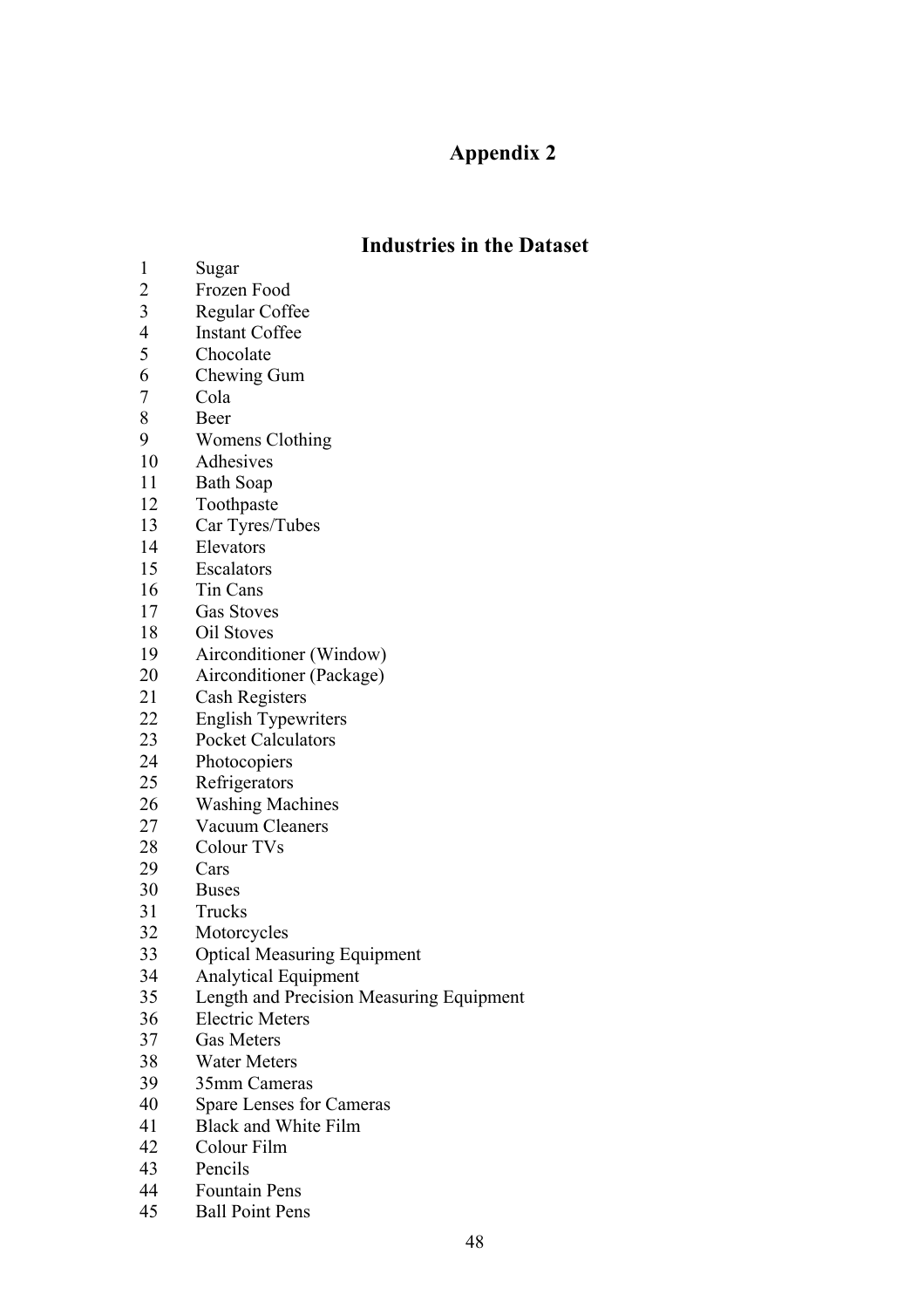# Appendix 2

## Industries in the Dataset

1. Sugar
2. Frozen Food
3. Regular Coffee
4. Instant Coffee
5. Chocolate
6. Chewing Gum
7. Cola
8. Beer
9. Womens Clothing
10. Adhesives
11. Bath Soap
12. Toothpaste
13. Car Tyres/Tubes
14. Elevators
15. Escalators
16. Tin Cans
17. Gas Stoves
18. Oil Stoves
19. Airconditioner (Window)
20. Airconditioner (Package)
21. Cash Registers
22. English Typewriters
23. Pocket Calculators
24. Photocopiers
25. Refrigerators
26. Washing Machines
27. Vacuum Cleaners
28. Colour TVs
29. Cars
30. Buses
31. Trucks
32. Motorcycles
33. Optical Measuring Equipment
34. Analytical Equipment
35. Length and Precision Measuring Equipment
36. Electric Meters
37. Gas Meters
38. Water Meters
39. 35mm Cameras
40. Spare Lenses for Cameras
41. Black and White Film
42. Colour Film
43. Pencils
44. Fountain Pens
45. Ball Point Pens